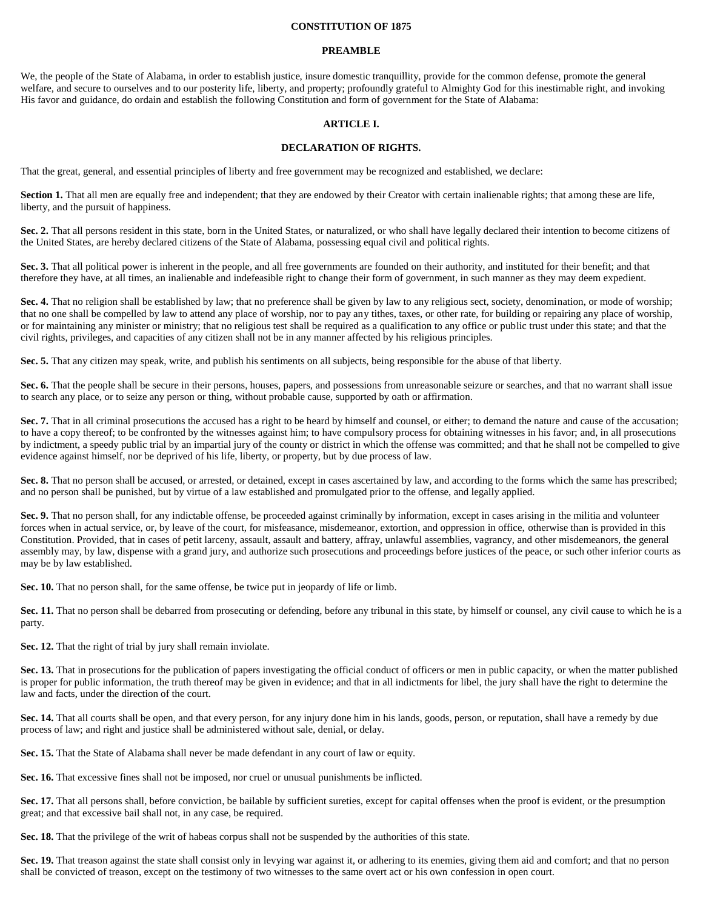# CONSTITUTION OF 1875

## PREAMBLE

We, the people of the State of Alabama, in order to establish justice, insure domestic tranquillity, provide for the common defense, promote the general welfare, and secure to ourselves and to our posterity life, liberty, and property; profoundly grateful to Almighty God for this inestimable right, and invoking His favor and guidance, do ordain and establish the following Constitution and form of government for the State of Alabama:

## ARTICLE I.

## DECLARATION OF RIGHTS.

That the great, general, and essential principles of liberty and free government may be recognized and established, we declare:

**Section 1.** That all men are equally free and independent; that they are endowed by their Creator with certain inalienable rights; that among these are life, liberty, and the pursuit of happiness.

**Sec. 2.** That all persons resident in this state, born in the United States, or naturalized, or who shall have legally declared their intention to become citizens of the United States, are hereby declared citizens of the State of Alabama, possessing equal civil and political rights.

**Sec. 3.** That all political power is inherent in the people, and all free governments are founded on their authority, and instituted for their benefit; and that therefore they have, at all times, an inalienable and indefeasible right to change their form of government, in such manner as they may deem expedient.

**Sec. 4.** That no religion shall be established by law; that no preference shall be given by law to any religious sect, society, denomination, or mode of worship; that no one shall be compelled by law to attend any place of worship, nor to pay any tithes, taxes, or other rate, for building or repairing any place of worship, or for maintaining any minister or ministry; that no religious test shall be required as a qualification to any office or public trust under this state; and that the civil rights, privileges, and capacities of any citizen shall not be in any manner affected by his religious principles.

**Sec. 5.** That any citizen may speak, write, and publish his sentiments on all subjects, being responsible for the abuse of that liberty.

**Sec. 6.** That the people shall be secure in their persons, houses, papers, and possessions from unreasonable seizure or searches, and that no warrant shall issue to search any place, or to seize any person or thing, without probable cause, supported by oath or affirmation.

**Sec. 7.** That in all criminal prosecutions the accused has a right to be heard by himself and counsel, or either; to demand the nature and cause of the accusation; to have a copy thereof; to be confronted by the witnesses against him; to have compulsory process for obtaining witnesses in his favor; and, in all prosecutions by indictment, a speedy public trial by an impartial jury of the county or district in which the offense was committed; and that he shall not be compelled to give evidence against himself, nor be deprived of his life, liberty, or property, but by due process of law.

**Sec. 8.** That no person shall be accused, or arrested, or detained, except in cases ascertained by law, and according to the forms which the same has prescribed; and no person shall be punished, but by virtue of a law established and promulgated prior to the offense, and legally applied.

**Sec. 9.** That no person shall, for any indictable offense, be proceeded against criminally by information, except in cases arising in the militia and volunteer forces when in actual service, or, by leave of the court, for misfeasance, misdemeanor, extortion, and oppression in office, otherwise than is provided in this Constitution. Provided, that in cases of petit larceny, assault, assault and battery, affray, unlawful assemblies, vagrancy, and other misdemeanors, the general assembly may, by law, dispense with a grand jury, and authorize such prosecutions and proceedings before justices of the peace, or such other inferior courts as may be by law established.

**Sec. 10.** That no person shall, for the same offense, be twice put in jeopardy of life or limb.

**Sec. 11.** That no person shall be debarred from prosecuting or defending, before any tribunal in this state, by himself or counsel, any civil cause to which he is a party.

**Sec. 12.** That the right of trial by jury shall remain inviolate.

**Sec. 13.** That in prosecutions for the publication of papers investigating the official conduct of officers or men in public capacity, or when the matter published is proper for public information, the truth thereof may be given in evidence; and that in all indictments for libel, the jury shall have the right to determine the law and facts, under the direction of the court.

**Sec. 14.** That all courts shall be open, and that every person, for any injury done him in his lands, goods, person, or reputation, shall have a remedy by due process of law; and right and justice shall be administered without sale, denial, or delay.

**Sec. 15.** That the State of Alabama shall never be made defendant in any court of law or equity.

**Sec. 16.** That excessive fines shall not be imposed, nor cruel or unusual punishments be inflicted.

**Sec. 17.** That all persons shall, before conviction, be bailable by sufficient sureties, except for capital offenses when the proof is evident, or the presumption great; and that excessive bail shall not, in any case, be required.

**Sec. 18.** That the privilege of the writ of habeas corpus shall not be suspended by the authorities of this state.

**Sec. 19.** That treason against the state shall consist only in levying war against it, or adhering to its enemies, giving them aid and comfort; and that no person shall be convicted of treason, except on the testimony of two witnesses to the same overt act or his own confession in open court.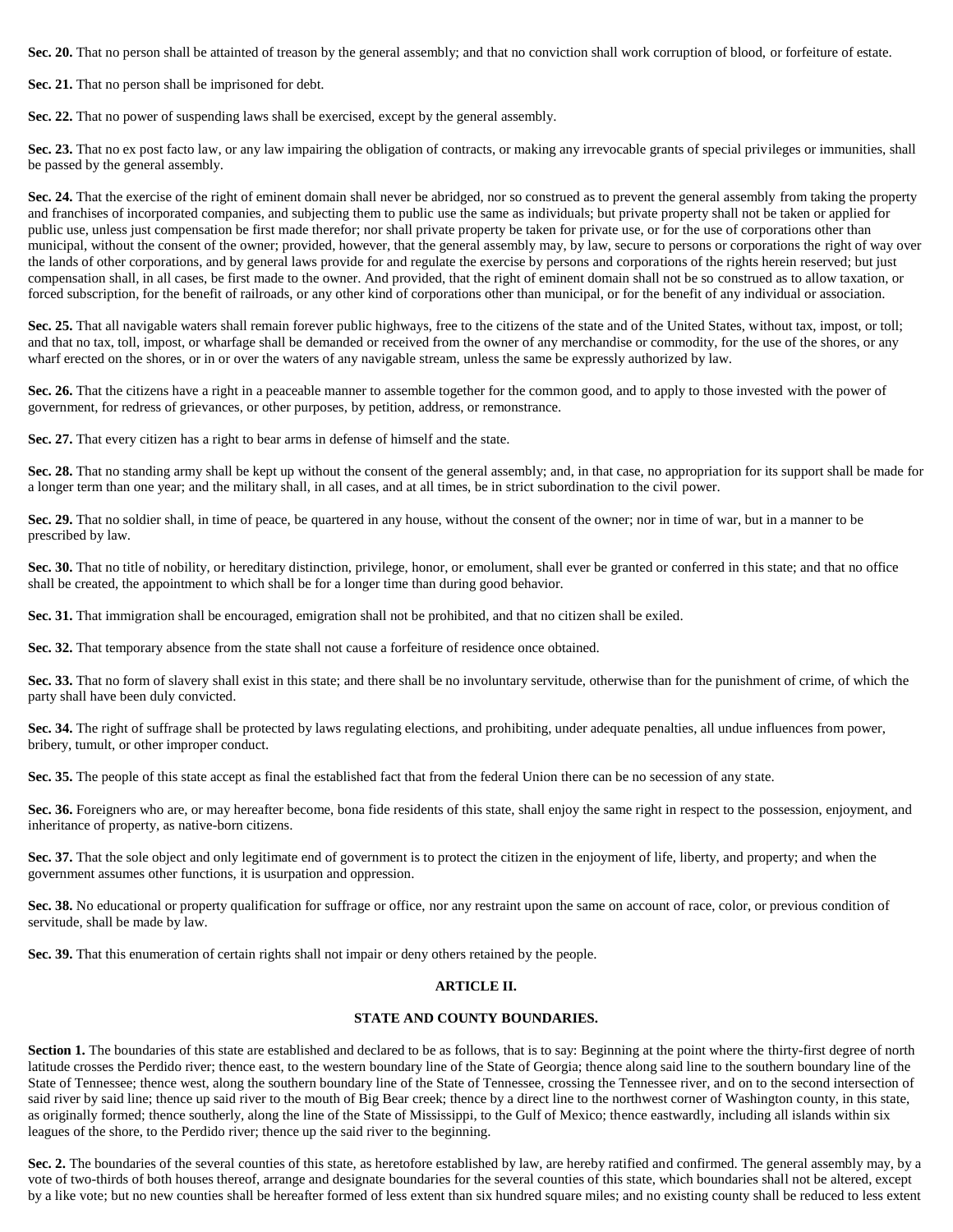**Sec. 20.** That no person shall be attainted of treason by the general assembly; and that no conviction shall work corruption of blood, or forfeiture of estate.

**Sec. 21.** That no person shall be imprisoned for debt.

**Sec. 22.** That no power of suspending laws shall be exercised, except by the general assembly.

**Sec. 23.** That no ex post facto law, or any law impairing the obligation of contracts, or making any irrevocable grants of special privileges or immunities, shall be passed by the general assembly.

**Sec. 24.** That the exercise of the right of eminent domain shall never be abridged, nor so construed as to prevent the general assembly from taking the property and franchises of incorporated companies, and subjecting them to public use the same as individuals; but private property shall not be taken or applied for public use, unless just compensation be first made therefor; nor shall private property be taken for private use, or for the use of corporations other than municipal, without the consent of the owner; provided, however, that the general assembly may, by law, secure to persons or corporations the right of way over the lands of other corporations, and by general laws provide for and regulate the exercise by persons and corporations of the rights herein reserved; but just compensation shall, in all cases, be first made to the owner. And provided, that the right of eminent domain shall not be so construed as to allow taxation, or forced subscription, for the benefit of railroads, or any other kind of corporations other than municipal, or for the benefit of any individual or association.

**Sec. 25.** That all navigable waters shall remain forever public highways, free to the citizens of the state and of the United States, without tax, impost, or toll; and that no tax, toll, impost, or wharfage shall be demanded or received from the owner of any merchandise or commodity, for the use of the shores, or any wharf erected on the shores, or in or over the waters of any navigable stream, unless the same be expressly authorized by law.

**Sec. 26.** That the citizens have a right in a peaceable manner to assemble together for the common good, and to apply to those invested with the power of government, for redress of grievances, or other purposes, by petition, address, or remonstrance.

**Sec. 27.** That every citizen has a right to bear arms in defense of himself and the state.

**Sec. 28.** That no standing army shall be kept up without the consent of the general assembly; and, in that case, no appropriation for its support shall be made for a longer term than one year; and the military shall, in all cases, and at all times, be in strict subordination to the civil power.

**Sec. 29.** That no soldier shall, in time of peace, be quartered in any house, without the consent of the owner; nor in time of war, but in a manner to be prescribed by law.

**Sec. 30.** That no title of nobility, or hereditary distinction, privilege, honor, or emolument, shall ever be granted or conferred in this state; and that no office shall be created, the appointment to which shall be for a longer time than during good behavior.

**Sec. 31.** That immigration shall be encouraged, emigration shall not be prohibited, and that no citizen shall be exiled.

**Sec. 32.** That temporary absence from the state shall not cause a forfeiture of residence once obtained.

**Sec. 33.** That no form of slavery shall exist in this state; and there shall be no involuntary servitude, otherwise than for the punishment of crime, of which the party shall have been duly convicted.

**Sec. 34.** The right of suffrage shall be protected by laws regulating elections, and prohibiting, under adequate penalties, all undue influences from power, bribery, tumult, or other improper conduct.

**Sec. 35.** The people of this state accept as final the established fact that from the federal Union there can be no secession of any state.

**Sec. 36.** Foreigners who are, or may hereafter become, bona fide residents of this state, shall enjoy the same right in respect to the possession, enjoyment, and inheritance of property, as native-born citizens.

**Sec. 37.** That the sole object and only legitimate end of government is to protect the citizen in the enjoyment of life, liberty, and property; and when the government assumes other functions, it is usurpation and oppression.

**Sec. 38.** No educational or property qualification for suffrage or office, nor any restraint upon the same on account of race, color, or previous condition of servitude, shall be made by law.

**Sec. 39.** That this enumeration of certain rights shall not impair or deny others retained by the people.

## ARTICLE II.

### STATE AND COUNTY BOUNDARIES.

**Section 1.** The boundaries of this state are established and declared to be as follows, that is to say: Beginning at the point where the thirty-first degree of north latitude crosses the Perdido river; thence east, to the western boundary line of the State of Georgia; thence along said line to the southern boundary line of the State of Tennessee; thence west, along the southern boundary line of the State of Tennessee, crossing the Tennessee river, and on to the second intersection of said river by said line; thence up said river to the mouth of Big Bear creek; thence by a direct line to the northwest corner of Washington county, in this state, as originally formed; thence southerly, along the line of the State of Mississippi, to the Gulf of Mexico; thence eastwardly, including all islands within six leagues of the shore, to the Perdido river; thence up the said river to the beginning.

**Sec. 2.** The boundaries of the several counties of this state, as heretofore established by law, are hereby ratified and confirmed. The general assembly may, by a vote of two-thirds of both houses thereof, arrange and designate boundaries for the several counties of this state, which boundaries shall not be altered, except by a like vote; but no new counties shall be hereafter formed of less extent than six hundred square miles; and no existing county shall be reduced to less extent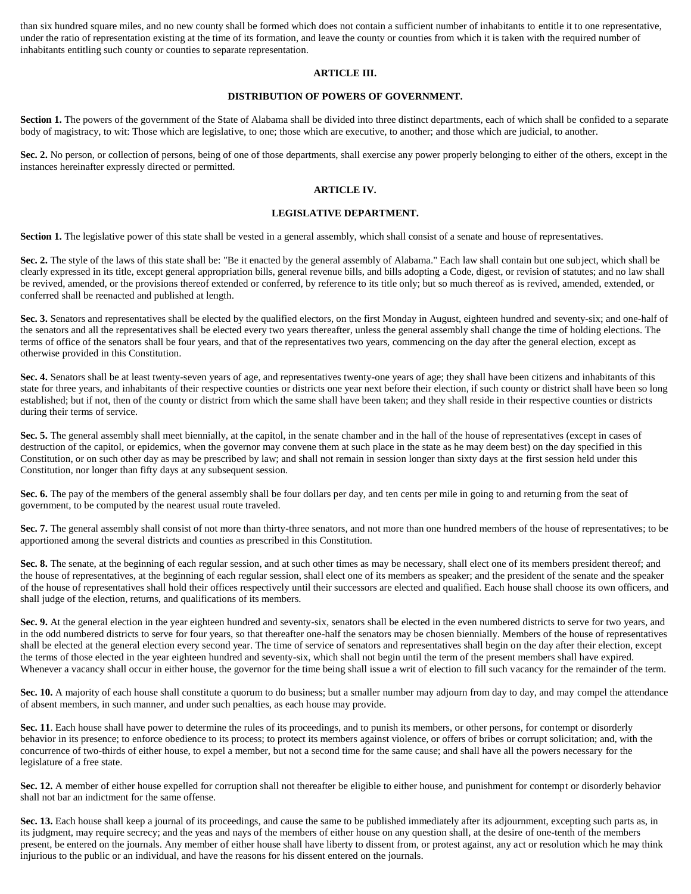than six hundred square miles, and no new county shall be formed which does not contain a sufficient number of inhabitants to entitle it to one representative, under the ratio of representation existing at the time of its formation, and leave the county or counties from which it is taken with the required number of inhabitants entitling such county or counties to separate representation.

## ARTICLE III.

### DISTRIBUTION OF POWERS OF GOVERNMENT.

**Section 1.** The powers of the government of the State of Alabama shall be divided into three distinct departments, each of which shall be confided to a separate body of magistracy, to wit: Those which are legislative, to one; those which are executive, to another; and those which are judicial, to another.

**Sec. 2.** No person, or collection of persons, being of one of those departments, shall exercise any power properly belonging to either of the others, except in the instances hereinafter expressly directed or permitted.

## ARTICLE IV.

### LEGISLATIVE DEPARTMENT.

**Section 1.** The legislative power of this state shall be vested in a general assembly, which shall consist of a senate and house of representatives.

**Sec. 2.** The style of the laws of this state shall be: "Be it enacted by the general assembly of Alabama." Each law shall contain but one subject, which shall be clearly expressed in its title, except general appropriation bills, general revenue bills, and bills adopting a Code, digest, or revision of statutes; and no law shall be revived, amended, or the provisions thereof extended or conferred, by reference to its title only; but so much thereof as is revived, amended, extended, or conferred shall be reenacted and published at length.

**Sec. 3.** Senators and representatives shall be elected by the qualified electors, on the first Monday in August, eighteen hundred and seventy-six; and one-half of the senators and all the representatives shall be elected every two years thereafter, unless the general assembly shall change the time of holding elections. The terms of office of the senators shall be four years, and that of the representatives two years, commencing on the day after the general election, except as otherwise provided in this Constitution.

**Sec. 4.** Senators shall be at least twenty-seven years of age, and representatives twenty-one years of age; they shall have been citizens and inhabitants of this state for three years, and inhabitants of their respective counties or districts one year next before their election, if such county or district shall have been so long established; but if not, then of the county or district from which the same shall have been taken; and they shall reside in their respective counties or districts during their terms of service.

**Sec. 5.** The general assembly shall meet biennially, at the capitol, in the senate chamber and in the hall of the house of representatives (except in cases of destruction of the capitol, or epidemics, when the governor may convene them at such place in the state as he may deem best) on the day specified in this Constitution, or on such other day as may be prescribed by law; and shall not remain in session longer than sixty days at the first session held under this Constitution, nor longer than fifty days at any subsequent session.

**Sec. 6.** The pay of the members of the general assembly shall be four dollars per day, and ten cents per mile in going to and returning from the seat of government, to be computed by the nearest usual route traveled.

**Sec. 7.** The general assembly shall consist of not more than thirty-three senators, and not more than one hundred members of the house of representatives; to be apportioned among the several districts and counties as prescribed in this Constitution.

**Sec. 8.** The senate, at the beginning of each regular session, and at such other times as may be necessary, shall elect one of its members president thereof; and the house of representatives, at the beginning of each regular session, shall elect one of its members as speaker; and the president of the senate and the speaker of the house of representatives shall hold their offices respectively until their successors are elected and qualified. Each house shall choose its own officers, and shall judge of the election, returns, and qualifications of its members.

**Sec. 9.** At the general election in the year eighteen hundred and seventy-six, senators shall be elected in the even numbered districts to serve for two years, and in the odd numbered districts to serve for four years, so that thereafter one-half the senators may be chosen biennially. Members of the house of representatives shall be elected at the general election every second year. The time of service of senators and representatives shall begin on the day after their election, except the terms of those elected in the year eighteen hundred and seventy-six, which shall not begin until the term of the present members shall have expired. Whenever a vacancy shall occur in either house, the governor for the time being shall issue a writ of election to fill such vacancy for the remainder of the term.

**Sec. 10.** A majority of each house shall constitute a quorum to do business; but a smaller number may adjourn from day to day, and may compel the attendance of absent members, in such manner, and under such penalties, as each house may provide.

**Sec 11**. Each house shall have power to determine the rules of its proceedings, and to punish its members, or other persons, for contempt or disorderly behavior in its presence; to enforce obedience to its process; to protect its members against violence, or offers of bribes or corrupt solicitation; and, with the concurrence of two-thirds of either house, to expel a member, but not a second time for the same cause; and shall have all the powers necessary for the legislature of a free state.

**Sec. 12.** A member of either house expelled for corruption shall not thereafter be eligible to either house, and punishment for contempt or disorderly behavior shall not bar an indictment for the same offense.

**Sec. 13.** Each house shall keep a journal of its proceedings, and cause the same to be published immediately after its adjournment, excepting such parts as, in its judgment, may require secrecy; and the yeas and nays of the members of either house on any question shall, at the desire of one-tenth of the members present, be entered on the journals. Any member of either house shall have liberty to dissent from, or protest against, any act or resolution which he may think injurious to the public or an individual, and have the reasons for his dissent entered on the journals.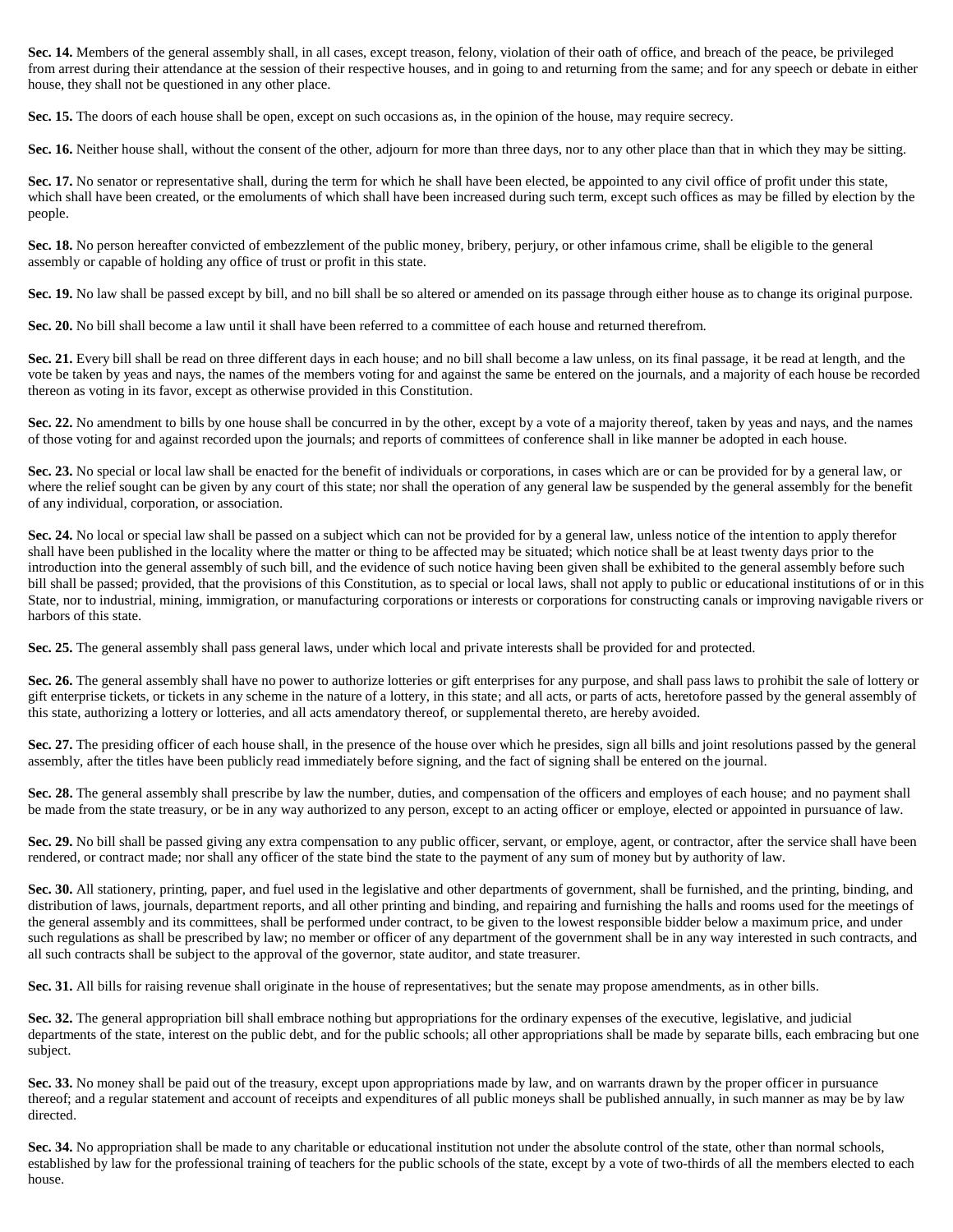**Sec. 14.** Members of the general assembly shall, in all cases, except treason, felony, violation of their oath of office, and breach of the peace, be privileged from arrest during their attendance at the session of their respective houses, and in going to and returning from the same; and for any speech or debate in either house, they shall not be questioned in any other place.

**Sec. 15.** The doors of each house shall be open, except on such occasions as, in the opinion of the house, may require secrecy.

**Sec. 16.** Neither house shall, without the consent of the other, adjourn for more than three days, nor to any other place than that in which they may be sitting.

**Sec. 17.** No senator or representative shall, during the term for which he shall have been elected, be appointed to any civil office of profit under this state, which shall have been created, or the emoluments of which shall have been increased during such term, except such offices as may be filled by election by the people.

**Sec. 18.** No person hereafter convicted of embezzlement of the public money, bribery, perjury, or other infamous crime, shall be eligible to the general assembly or capable of holding any office of trust or profit in this state.

**Sec. 19.** No law shall be passed except by bill, and no bill shall be so altered or amended on its passage through either house as to change its original purpose.

**Sec. 20.** No bill shall become a law until it shall have been referred to a committee of each house and returned therefrom.

**Sec. 21.** Every bill shall be read on three different days in each house; and no bill shall become a law unless, on its final passage, it be read at length, and the vote be taken by yeas and nays, the names of the members voting for and against the same be entered on the journals, and a majority of each house be recorded thereon as voting in its favor, except as otherwise provided in this Constitution.

**Sec. 22.** No amendment to bills by one house shall be concurred in by the other, except by a vote of a majority thereof, taken by yeas and nays, and the names of those voting for and against recorded upon the journals; and reports of committees of conference shall in like manner be adopted in each house.

**Sec. 23.** No special or local law shall be enacted for the benefit of individuals or corporations, in cases which are or can be provided for by a general law, or where the relief sought can be given by any court of this state; nor shall the operation of any general law be suspended by the general assembly for the benefit of any individual, corporation, or association.

**Sec. 24.** No local or special law shall be passed on a subject which can not be provided for by a general law, unless notice of the intention to apply therefor shall have been published in the locality where the matter or thing to be affected may be situated; which notice shall be at least twenty days prior to the introduction into the general assembly of such bill, and the evidence of such notice having been given shall be exhibited to the general assembly before such bill shall be passed; provided, that the provisions of this Constitution, as to special or local laws, shall not apply to public or educational institutions of or in this State, nor to industrial, mining, immigration, or manufacturing corporations or interests or corporations for constructing canals or improving navigable rivers or harbors of this state.

**Sec. 25.** The general assembly shall pass general laws, under which local and private interests shall be provided for and protected.

**Sec. 26.** The general assembly shall have no power to authorize lotteries or gift enterprises for any purpose, and shall pass laws to prohibit the sale of lottery or gift enterprise tickets, or tickets in any scheme in the nature of a lottery, in this state; and all acts, or parts of acts, heretofore passed by the general assembly of this state, authorizing a lottery or lotteries, and all acts amendatory thereof, or supplemental thereto, are hereby avoided.

**Sec. 27.** The presiding officer of each house shall, in the presence of the house over which he presides, sign all bills and joint resolutions passed by the general assembly, after the titles have been publicly read immediately before signing, and the fact of signing shall be entered on the journal.

**Sec. 28.** The general assembly shall prescribe by law the number, duties, and compensation of the officers and employes of each house; and no payment shall be made from the state treasury, or be in any way authorized to any person, except to an acting officer or employe, elected or appointed in pursuance of law.

**Sec. 29.** No bill shall be passed giving any extra compensation to any public officer, servant, or employe, agent, or contractor, after the service shall have been rendered, or contract made; nor shall any officer of the state bind the state to the payment of any sum of money but by authority of law.

**Sec. 30.** All stationery, printing, paper, and fuel used in the legislative and other departments of government, shall be furnished, and the printing, binding, and distribution of laws, journals, department reports, and all other printing and binding, and repairing and furnishing the halls and rooms used for the meetings of the general assembly and its committees, shall be performed under contract, to be given to the lowest responsible bidder below a maximum price, and under such regulations as shall be prescribed by law; no member or officer of any department of the government shall be in any way interested in such contracts, and all such contracts shall be subject to the approval of the governor, state auditor, and state treasurer.

**Sec. 31.** All bills for raising revenue shall originate in the house of representatives; but the senate may propose amendments, as in other bills.

**Sec. 32.** The general appropriation bill shall embrace nothing but appropriations for the ordinary expenses of the executive, legislative, and judicial departments of the state, interest on the public debt, and for the public schools; all other appropriations shall be made by separate bills, each embracing but one subject.

**Sec. 33.** No money shall be paid out of the treasury, except upon appropriations made by law, and on warrants drawn by the proper officer in pursuance thereof; and a regular statement and account of receipts and expenditures of all public moneys shall be published annually, in such manner as may be by law directed.

**Sec. 34.** No appropriation shall be made to any charitable or educational institution not under the absolute control of the state, other than normal schools, established by law for the professional training of teachers for the public schools of the state, except by a vote of two-thirds of all the members elected to each house.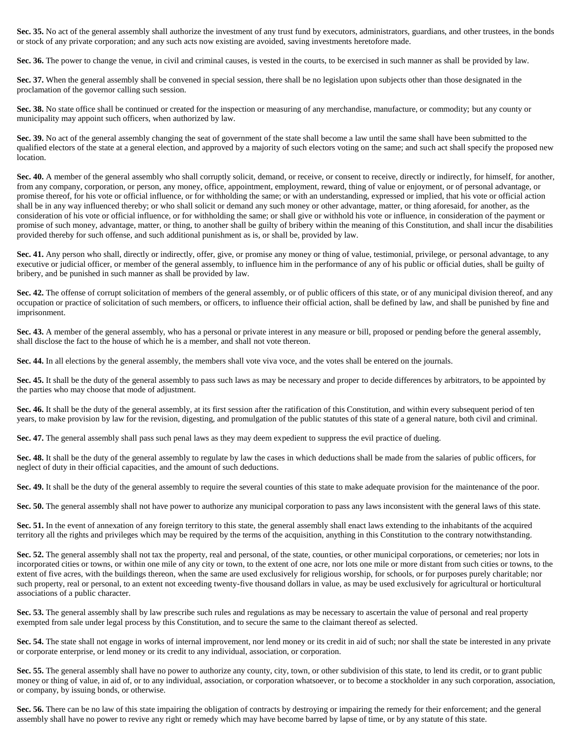**Sec. 35.** No act of the general assembly shall authorize the investment of any trust fund by executors, administrators, guardians, and other trustees, in the bonds or stock of any private corporation; and any such acts now existing are avoided, saving investments heretofore made.

**Sec. 36.** The power to change the venue, in civil and criminal causes, is vested in the courts, to be exercised in such manner as shall be provided by law.

**Sec. 37.** When the general assembly shall be convened in special session, there shall be no legislation upon subjects other than those designated in the proclamation of the governor calling such session.

**Sec. 38.** No state office shall be continued or created for the inspection or measuring of any merchandise, manufacture, or commodity; but any county or municipality may appoint such officers, when authorized by law.

**Sec. 39.** No act of the general assembly changing the seat of government of the state shall become a law until the same shall have been submitted to the qualified electors of the state at a general election, and approved by a majority of such electors voting on the same; and such act shall specify the proposed new location.

**Sec. 40.** A member of the general assembly who shall corruptly solicit, demand, or receive, or consent to receive, directly or indirectly, for himself, for another, from any company, corporation, or person, any money, office, appointment, employment, reward, thing of value or enjoyment, or of personal advantage, or promise thereof, for his vote or official influence, or for withholding the same; or with an understanding, expressed or implied, that his vote or official action shall be in any way influenced thereby; or who shall solicit or demand any such money or other advantage, matter, or thing aforesaid, for another, as the consideration of his vote or official influence, or for withholding the same; or shall give or withhold his vote or influence, in consideration of the payment or promise of such money, advantage, matter, or thing, to another shall be guilty of bribery within the meaning of this Constitution, and shall incur the disabilities provided thereby for such offense, and such additional punishment as is, or shall be, provided by law.

**Sec. 41.** Any person who shall, directly or indirectly, offer, give, or promise any money or thing of value, testimonial, privilege, or personal advantage, to any executive or judicial officer, or member of the general assembly, to influence him in the performance of any of his public or official duties, shall be guilty of bribery, and be punished in such manner as shall be provided by law.

**Sec. 42.** The offense of corrupt solicitation of members of the general assembly, or of public officers of this state, or of any municipal division thereof, and any occupation or practice of solicitation of such members, or officers, to influence their official action, shall be defined by law, and shall be punished by fine and imprisonment.

**Sec. 43.** A member of the general assembly, who has a personal or private interest in any measure or bill, proposed or pending before the general assembly, shall disclose the fact to the house of which he is a member, and shall not vote thereon.

**Sec. 44.** In all elections by the general assembly, the members shall vote viva voce, and the votes shall be entered on the journals.

**Sec. 45.** It shall be the duty of the general assembly to pass such laws as may be necessary and proper to decide differences by arbitrators, to be appointed by the parties who may choose that mode of adjustment.

**Sec. 46.** It shall be the duty of the general assembly, at its first session after the ratification of this Constitution, and within every subsequent period of ten years, to make provision by law for the revision, digesting, and promulgation of the public statutes of this state of a general nature, both civil and criminal.

**Sec. 47.** The general assembly shall pass such penal laws as they may deem expedient to suppress the evil practice of dueling.

**Sec. 48.** It shall be the duty of the general assembly to regulate by law the cases in which deductions shall be made from the salaries of public officers, for neglect of duty in their official capacities, and the amount of such deductions.

**Sec. 49.** It shall be the duty of the general assembly to require the several counties of this state to make adequate provision for the maintenance of the poor.

**Sec. 50.** The general assembly shall not have power to authorize any municipal corporation to pass any laws inconsistent with the general laws of this state.

**Sec. 51.** In the event of annexation of any foreign territory to this state, the general assembly shall enact laws extending to the inhabitants of the acquired territory all the rights and privileges which may be required by the terms of the acquisition, anything in this Constitution to the contrary notwithstanding.

**Sec. 52.** The general assembly shall not tax the property, real and personal, of the state, counties, or other municipal corporations, or cemeteries; nor lots in incorporated cities or towns, or within one mile of any city or town, to the extent of one acre, nor lots one mile or more distant from such cities or towns, to the extent of five acres, with the buildings thereon, when the same are used exclusively for religious worship, for schools, or for purposes purely charitable; nor such property, real or personal, to an extent not exceeding twenty-five thousand dollars in value, as may be used exclusively for agricultural or horticultural associations of a public character.

**Sec. 53.** The general assembly shall by law prescribe such rules and regulations as may be necessary to ascertain the value of personal and real property exempted from sale under legal process by this Constitution, and to secure the same to the claimant thereof as selected.

**Sec. 54.** The state shall not engage in works of internal improvement, nor lend money or its credit in aid of such; nor shall the state be interested in any private or corporate enterprise, or lend money or its credit to any individual, association, or corporation.

**Sec. 55.** The general assembly shall have no power to authorize any county, city, town, or other subdivision of this state, to lend its credit, or to grant public money or thing of value, in aid of, or to any individual, association, or corporation whatsoever, or to become a stockholder in any such corporation, association, or company, by issuing bonds, or otherwise.

**Sec. 56.** There can be no law of this state impairing the obligation of contracts by destroying or impairing the remedy for their enforcement; and the general assembly shall have no power to revive any right or remedy which may have become barred by lapse of time, or by any statute of this state.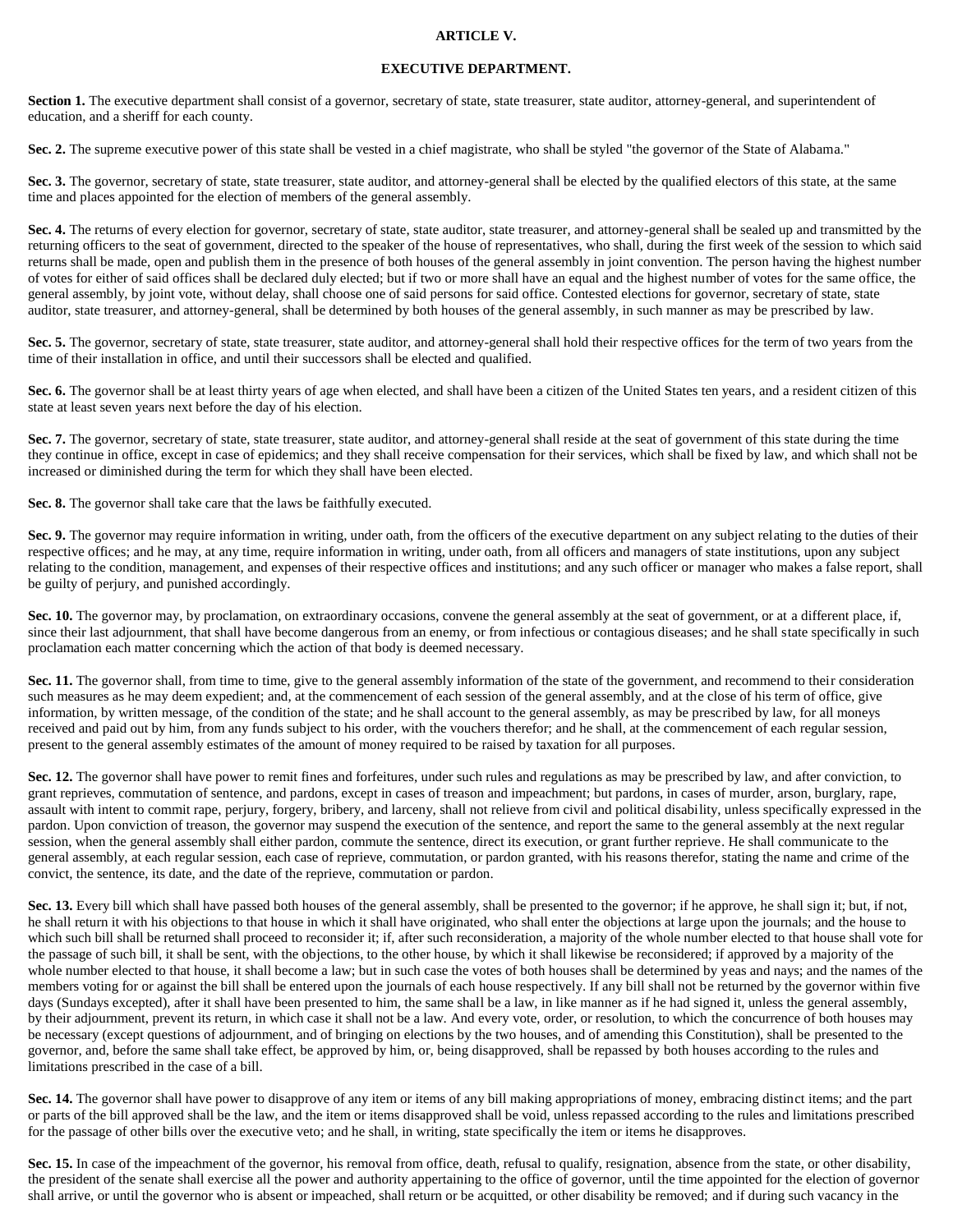# ARTICLE V.

## EXECUTIVE DEPARTMENT.

**Section 1.** The executive department shall consist of a governor, secretary of state, state treasurer, state auditor, attorney-general, and superintendent of education, and a sheriff for each county.

**Sec. 2.** The supreme executive power of this state shall be vested in a chief magistrate, who shall be styled "the governor of the State of Alabama."

**Sec. 3.** The governor, secretary of state, state treasurer, state auditor, and attorney-general shall be elected by the qualified electors of this state, at the same time and places appointed for the election of members of the general assembly.

**Sec. 4.** The returns of every election for governor, secretary of state, state auditor, state treasurer, and attorney-general shall be sealed up and transmitted by the returning officers to the seat of government, directed to the speaker of the house of representatives, who shall, during the first week of the session to which said returns shall be made, open and publish them in the presence of both houses of the general assembly in joint convention. The person having the highest number of votes for either of said offices shall be declared duly elected; but if two or more shall have an equal and the highest number of votes for the same office, the general assembly, by joint vote, without delay, shall choose one of said persons for said office. Contested elections for governor, secretary of state, state auditor, state treasurer, and attorney-general, shall be determined by both houses of the general assembly, in such manner as may be prescribed by law.

**Sec. 5.** The governor, secretary of state, state treasurer, state auditor, and attorney-general shall hold their respective offices for the term of two years from the time of their installation in office, and until their successors shall be elected and qualified.

**Sec. 6.** The governor shall be at least thirty years of age when elected, and shall have been a citizen of the United States ten years, and a resident citizen of this state at least seven years next before the day of his election.

**Sec. 7.** The governor, secretary of state, state treasurer, state auditor, and attorney-general shall reside at the seat of government of this state during the time they continue in office, except in case of epidemics; and they shall receive compensation for their services, which shall be fixed by law, and which shall not be increased or diminished during the term for which they shall have been elected.

**Sec. 8.** The governor shall take care that the laws be faithfully executed.

**Sec. 9.** The governor may require information in writing, under oath, from the officers of the executive department on any subject relating to the duties of their respective offices; and he may, at any time, require information in writing, under oath, from all officers and managers of state institutions, upon any subject relating to the condition, management, and expenses of their respective offices and institutions; and any such officer or manager who makes a false report, shall be guilty of perjury, and punished accordingly.

**Sec. 10.** The governor may, by proclamation, on extraordinary occasions, convene the general assembly at the seat of government, or at a different place, if, since their last adjournment, that shall have become dangerous from an enemy, or from infectious or contagious diseases; and he shall state specifically in such proclamation each matter concerning which the action of that body is deemed necessary.

**Sec. 11.** The governor shall, from time to time, give to the general assembly information of the state of the government, and recommend to their consideration such measures as he may deem expedient; and, at the commencement of each session of the general assembly, and at the close of his term of office, give information, by written message, of the condition of the state; and he shall account to the general assembly, as may be prescribed by law, for all moneys received and paid out by him, from any funds subject to his order, with the vouchers therefor; and he shall, at the commencement of each regular session, present to the general assembly estimates of the amount of money required to be raised by taxation for all purposes.

**Sec. 12.** The governor shall have power to remit fines and forfeitures, under such rules and regulations as may be prescribed by law, and after conviction, to grant reprieves, commutation of sentence, and pardons, except in cases of treason and impeachment; but pardons, in cases of murder, arson, burglary, rape, assault with intent to commit rape, perjury, forgery, bribery, and larceny, shall not relieve from civil and political disability, unless specifically expressed in the pardon. Upon conviction of treason, the governor may suspend the execution of the sentence, and report the same to the general assembly at the next regular session, when the general assembly shall either pardon, commute the sentence, direct its execution, or grant further reprieve. He shall communicate to the general assembly, at each regular session, each case of reprieve, commutation, or pardon granted, with his reasons therefor, stating the name and crime of the convict, the sentence, its date, and the date of the reprieve, commutation or pardon.

**Sec. 13.** Every bill which shall have passed both houses of the general assembly, shall be presented to the governor; if he approve, he shall sign it; but, if not, he shall return it with his objections to that house in which it shall have originated, who shall enter the objections at large upon the journals; and the house to which such bill shall be returned shall proceed to reconsider it; if, after such reconsideration, a majority of the whole number elected to that house shall vote for the passage of such bill, it shall be sent, with the objections, to the other house, by which it shall likewise be reconsidered; if approved by a majority of the whole number elected to that house, it shall become a law; but in such case the votes of both houses shall be determined by yeas and nays; and the names of the members voting for or against the bill shall be entered upon the journals of each house respectively. If any bill shall not be returned by the governor within five days (Sundays excepted), after it shall have been presented to him, the same shall be a law, in like manner as if he had signed it, unless the general assembly, by their adjournment, prevent its return, in which case it shall not be a law. And every vote, order, or resolution, to which the concurrence of both houses may be necessary (except questions of adjournment, and of bringing on elections by the two houses, and of amending this Constitution), shall be presented to the governor, and, before the same shall take effect, be approved by him, or, being disapproved, shall be repassed by both houses according to the rules and limitations prescribed in the case of a bill.

**Sec. 14.** The governor shall have power to disapprove of any item or items of any bill making appropriations of money, embracing distinct items; and the part or parts of the bill approved shall be the law, and the item or items disapproved shall be void, unless repassed according to the rules and limitations prescribed for the passage of other bills over the executive veto; and he shall, in writing, state specifically the item or items he disapproves.

**Sec. 15.** In case of the impeachment of the governor, his removal from office, death, refusal to qualify, resignation, absence from the state, or other disability, the president of the senate shall exercise all the power and authority appertaining to the office of governor, until the time appointed for the election of governor shall arrive, or until the governor who is absent or impeached, shall return or be acquitted, or other disability be removed; and if during such vacancy in the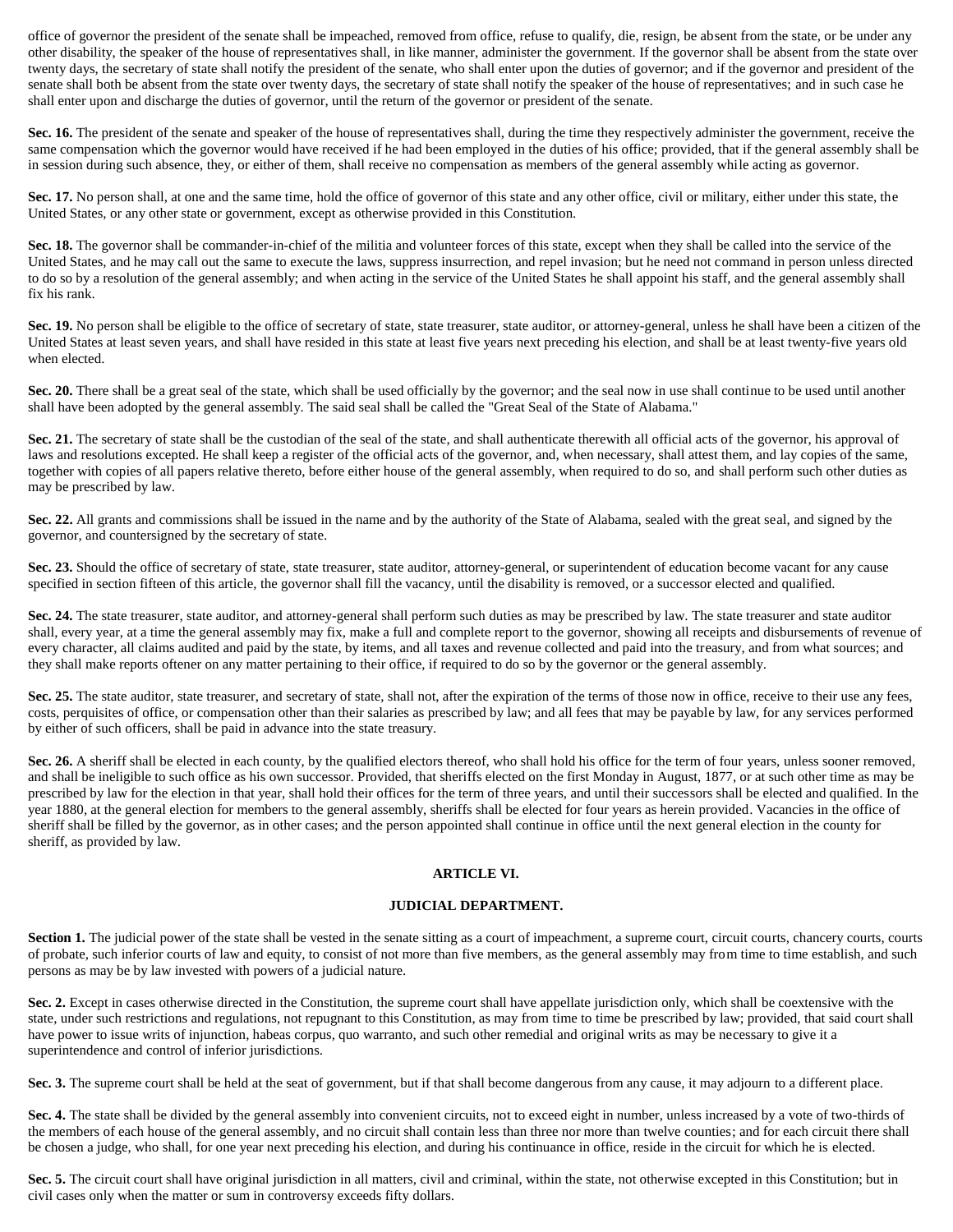office of governor the president of the senate shall be impeached, removed from office, refuse to qualify, die, resign, be absent from the state, or be under any other disability, the speaker of the house of representatives shall, in like manner, administer the government. If the governor shall be absent from the state over twenty days, the secretary of state shall notify the president of the senate, who shall enter upon the duties of governor; and if the governor and president of the senate shall both be absent from the state over twenty days, the secretary of state shall notify the speaker of the house of representatives; and in such case he shall enter upon and discharge the duties of governor, until the return of the governor or president of the senate.

**Sec. 16.** The president of the senate and speaker of the house of representatives shall, during the time they respectively administer the government, receive the same compensation which the governor would have received if he had been employed in the duties of his office; provided, that if the general assembly shall be in session during such absence, they, or either of them, shall receive no compensation as members of the general assembly while acting as governor.

**Sec. 17.** No person shall, at one and the same time, hold the office of governor of this state and any other office, civil or military, either under this state, the United States, or any other state or government, except as otherwise provided in this Constitution.

**Sec. 18.** The governor shall be commander-in-chief of the militia and volunteer forces of this state, except when they shall be called into the service of the United States, and he may call out the same to execute the laws, suppress insurrection, and repel invasion; but he need not command in person unless directed to do so by a resolution of the general assembly; and when acting in the service of the United States he shall appoint his staff, and the general assembly shall fix his rank.

**Sec. 19.** No person shall be eligible to the office of secretary of state, state treasurer, state auditor, or attorney-general, unless he shall have been a citizen of the United States at least seven years, and shall have resided in this state at least five years next preceding his election, and shall be at least twenty-five years old when elected.

**Sec. 20.** There shall be a great seal of the state, which shall be used officially by the governor; and the seal now in use shall continue to be used until another shall have been adopted by the general assembly. The said seal shall be called the "Great Seal of the State of Alabama."

**Sec. 21.** The secretary of state shall be the custodian of the seal of the state, and shall authenticate therewith all official acts of the governor, his approval of laws and resolutions excepted. He shall keep a register of the official acts of the governor, and, when necessary, shall attest them, and lay copies of the same, together with copies of all papers relative thereto, before either house of the general assembly, when required to do so, and shall perform such other duties as may be prescribed by law.

**Sec. 22.** All grants and commissions shall be issued in the name and by the authority of the State of Alabama, sealed with the great seal, and signed by the governor, and countersigned by the secretary of state.

**Sec. 23.** Should the office of secretary of state, state treasurer, state auditor, attorney-general, or superintendent of education become vacant for any cause specified in section fifteen of this article, the governor shall fill the vacancy, until the disability is removed, or a successor elected and qualified.

**Sec. 24.** The state treasurer, state auditor, and attorney-general shall perform such duties as may be prescribed by law. The state treasurer and state auditor shall, every year, at a time the general assembly may fix, make a full and complete report to the governor, showing all receipts and disbursements of revenue of every character, all claims audited and paid by the state, by items, and all taxes and revenue collected and paid into the treasury, and from what sources; and they shall make reports oftener on any matter pertaining to their office, if required to do so by the governor or the general assembly.

**Sec. 25.** The state auditor, state treasurer, and secretary of state, shall not, after the expiration of the terms of those now in office, receive to their use any fees, costs, perquisites of office, or compensation other than their salaries as prescribed by law; and all fees that may be payable by law, for any services performed by either of such officers, shall be paid in advance into the state treasury.

**Sec. 26.** A sheriff shall be elected in each county, by the qualified electors thereof, who shall hold his office for the term of four years, unless sooner removed, and shall be ineligible to such office as his own successor. Provided, that sheriffs elected on the first Monday in August, 1877, or at such other time as may be prescribed by law for the election in that year, shall hold their offices for the term of three years, and until their successors shall be elected and qualified. In the year 1880, at the general election for members to the general assembly, sheriffs shall be elected for four years as herein provided. Vacancies in the office of sheriff shall be filled by the governor, as in other cases; and the person appointed shall continue in office until the next general election in the county for sheriff, as provided by law.

## ARTICLE VI.

## JUDICIAL DEPARTMENT.

**Section 1.** The judicial power of the state shall be vested in the senate sitting as a court of impeachment, a supreme court, circuit courts, chancery courts, courts of probate, such inferior courts of law and equity, to consist of not more than five members, as the general assembly may from time to time establish, and such persons as may be by law invested with powers of a judicial nature.

**Sec. 2.** Except in cases otherwise directed in the Constitution, the supreme court shall have appellate jurisdiction only, which shall be coextensive with the state, under such restrictions and regulations, not repugnant to this Constitution, as may from time to time be prescribed by law; provided, that said court shall have power to issue writs of injunction, habeas corpus, quo warranto, and such other remedial and original writs as may be necessary to give it a superintendence and control of inferior jurisdictions.

**Sec. 3.** The supreme court shall be held at the seat of government, but if that shall become dangerous from any cause, it may adjourn to a different place.

**Sec. 4.** The state shall be divided by the general assembly into convenient circuits, not to exceed eight in number, unless increased by a vote of two-thirds of the members of each house of the general assembly, and no circuit shall contain less than three nor more than twelve counties; and for each circuit there shall be chosen a judge, who shall, for one year next preceding his election, and during his continuance in office, reside in the circuit for which he is elected.

**Sec. 5.** The circuit court shall have original jurisdiction in all matters, civil and criminal, within the state, not otherwise excepted in this Constitution; but in civil cases only when the matter or sum in controversy exceeds fifty dollars.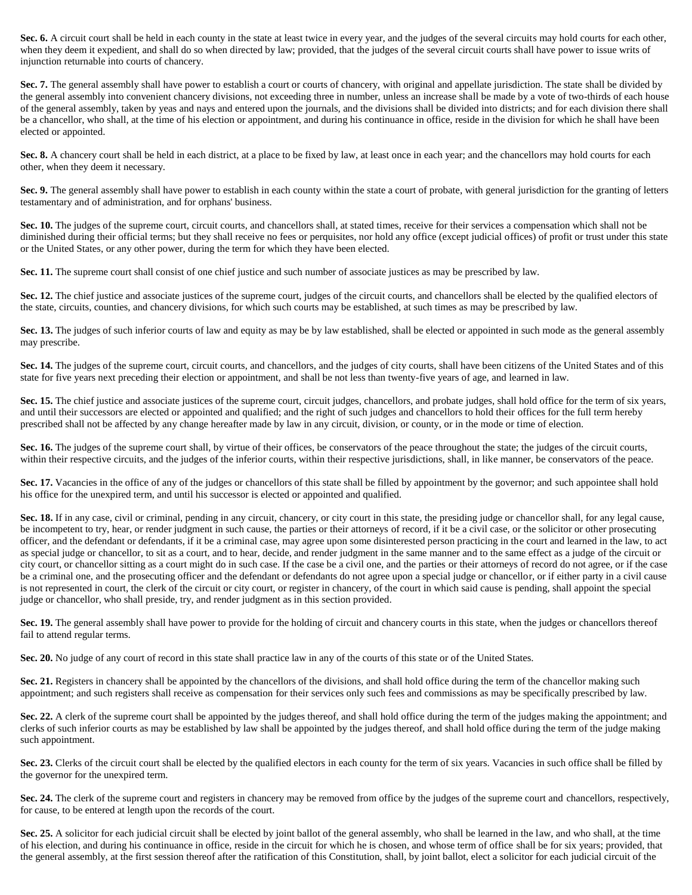**Sec. 6.** A circuit court shall be held in each county in the state at least twice in every year, and the judges of the several circuits may hold courts for each other, when they deem it expedient, and shall do so when directed by law; provided, that the judges of the several circuit courts shall have power to issue writs of injunction returnable into courts of chancery.

**Sec. 7.** The general assembly shall have power to establish a court or courts of chancery, with original and appellate jurisdiction. The state shall be divided by the general assembly into convenient chancery divisions, not exceeding three in number, unless an increase shall be made by a vote of two-thirds of each house of the general assembly, taken by yeas and nays and entered upon the journals, and the divisions shall be divided into districts; and for each division there shall be a chancellor, who shall, at the time of his election or appointment, and during his continuance in office, reside in the division for which he shall have been elected or appointed.

**Sec. 8.** A chancery court shall be held in each district, at a place to be fixed by law, at least once in each year; and the chancellors may hold courts for each other, when they deem it necessary.

**Sec. 9.** The general assembly shall have power to establish in each county within the state a court of probate, with general jurisdiction for the granting of letters testamentary and of administration, and for orphans' business.

**Sec. 10.** The judges of the supreme court, circuit courts, and chancellors shall, at stated times, receive for their services a compensation which shall not be diminished during their official terms; but they shall receive no fees or perquisites, nor hold any office (except judicial offices) of profit or trust under this state or the United States, or any other power, during the term for which they have been elected.

**Sec. 11.** The supreme court shall consist of one chief justice and such number of associate justices as may be prescribed by law.

**Sec. 12.** The chief justice and associate justices of the supreme court, judges of the circuit courts, and chancellors shall be elected by the qualified electors of the state, circuits, counties, and chancery divisions, for which such courts may be established, at such times as may be prescribed by law.

**Sec. 13.** The judges of such inferior courts of law and equity as may be by law established, shall be elected or appointed in such mode as the general assembly may prescribe.

**Sec. 14.** The judges of the supreme court, circuit courts, and chancellors, and the judges of city courts, shall have been citizens of the United States and of this state for five years next preceding their election or appointment, and shall be not less than twenty-five years of age, and learned in law.

**Sec. 15.** The chief justice and associate justices of the supreme court, circuit judges, chancellors, and probate judges, shall hold office for the term of six years, and until their successors are elected or appointed and qualified; and the right of such judges and chancellors to hold their offices for the full term hereby prescribed shall not be affected by any change hereafter made by law in any circuit, division, or county, or in the mode or time of election.

**Sec. 16.** The judges of the supreme court shall, by virtue of their offices, be conservators of the peace throughout the state; the judges of the circuit courts, within their respective circuits, and the judges of the inferior courts, within their respective jurisdictions, shall, in like manner, be conservators of the peace.

**Sec. 17.** Vacancies in the office of any of the judges or chancellors of this state shall be filled by appointment by the governor; and such appointee shall hold his office for the unexpired term, and until his successor is elected or appointed and qualified.

**Sec. 18.** If in any case, civil or criminal, pending in any circuit, chancery, or city court in this state, the presiding judge or chancellor shall, for any legal cause, be incompetent to try, hear, or render judgment in such cause, the parties or their attorneys of record, if it be a civil case, or the solicitor or other prosecuting officer, and the defendant or defendants, if it be a criminal case, may agree upon some disinterested person practicing in the court and learned in the law, to act as special judge or chancellor, to sit as a court, and to hear, decide, and render judgment in the same manner and to the same effect as a judge of the circuit or city court, or chancellor sitting as a court might do in such case. If the case be a civil one, and the parties or their attorneys of record do not agree, or if the case be a criminal one, and the prosecuting officer and the defendant or defendants do not agree upon a special judge or chancellor, or if either party in a civil cause is not represented in court, the clerk of the circuit or city court, or register in chancery, of the court in which said cause is pending, shall appoint the special judge or chancellor, who shall preside, try, and render judgment as in this section provided.

**Sec. 19.** The general assembly shall have power to provide for the holding of circuit and chancery courts in this state, when the judges or chancellors thereof fail to attend regular terms.

**Sec. 20.** No judge of any court of record in this state shall practice law in any of the courts of this state or of the United States.

**Sec. 21.** Registers in chancery shall be appointed by the chancellors of the divisions, and shall hold office during the term of the chancellor making such appointment; and such registers shall receive as compensation for their services only such fees and commissions as may be specifically prescribed by law.

**Sec. 22.** A clerk of the supreme court shall be appointed by the judges thereof, and shall hold office during the term of the judges making the appointment; and clerks of such inferior courts as may be established by law shall be appointed by the judges thereof, and shall hold office during the term of the judge making such appointment.

**Sec. 23.** Clerks of the circuit court shall be elected by the qualified electors in each county for the term of six years. Vacancies in such office shall be filled by the governor for the unexpired term.

**Sec. 24.** The clerk of the supreme court and registers in chancery may be removed from office by the judges of the supreme court and chancellors, respectively, for cause, to be entered at length upon the records of the court.

**Sec. 25.** A solicitor for each judicial circuit shall be elected by joint ballot of the general assembly, who shall be learned in the law, and who shall, at the time of his election, and during his continuance in office, reside in the circuit for which he is chosen, and whose term of office shall be for six years; provided, that the general assembly, at the first session thereof after the ratification of this Constitution, shall, by joint ballot, elect a solicitor for each judicial circuit of the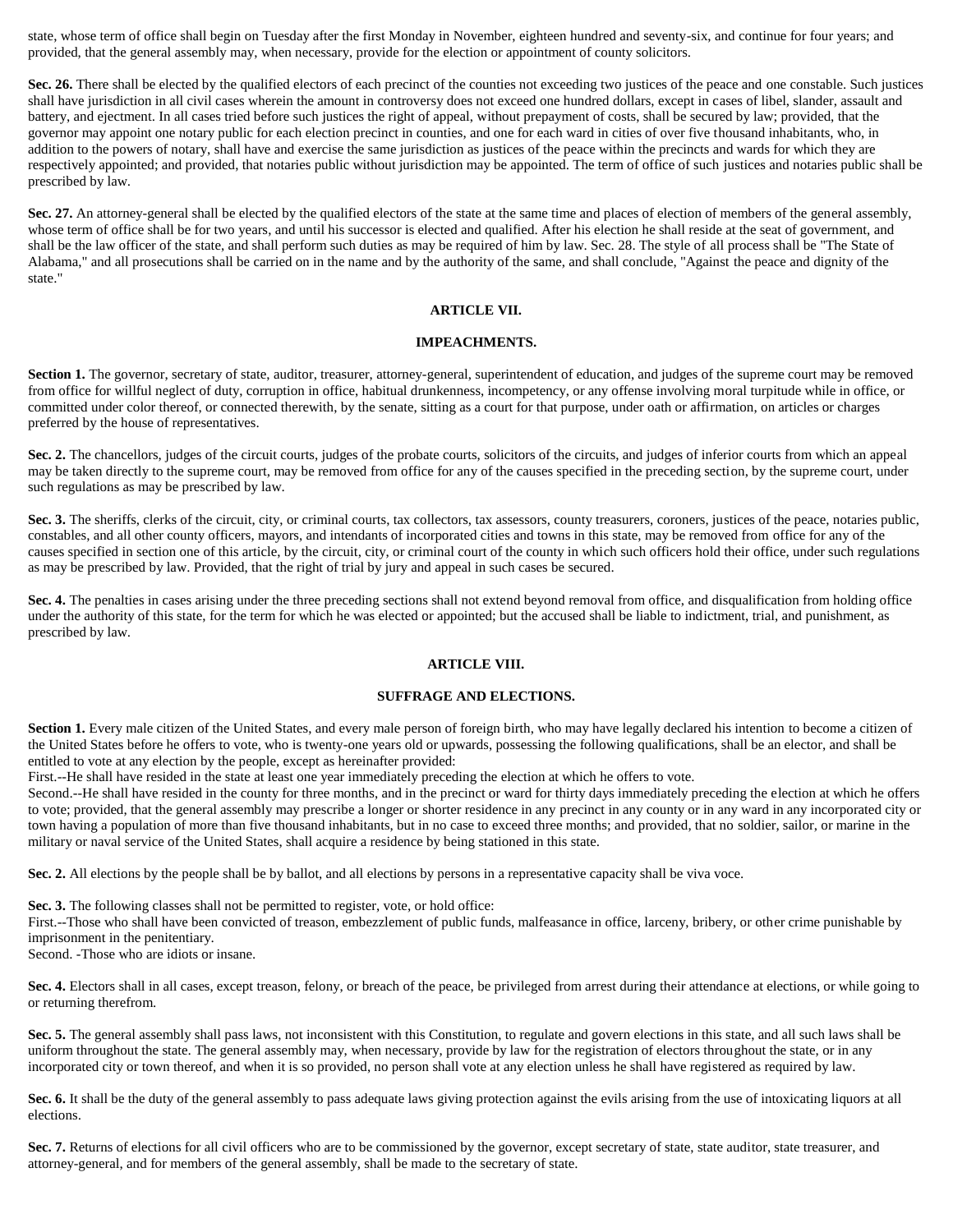state, whose term of office shall begin on Tuesday after the first Monday in November, eighteen hundred and seventy-six, and continue for four years; and provided, that the general assembly may, when necessary, provide for the election or appointment of county solicitors.

**Sec. 26.** There shall be elected by the qualified electors of each precinct of the counties not exceeding two justices of the peace and one constable. Such justices shall have jurisdiction in all civil cases wherein the amount in controversy does not exceed one hundred dollars, except in cases of libel, slander, assault and battery, and ejectment. In all cases tried before such justices the right of appeal, without prepayment of costs, shall be secured by law; provided, that the governor may appoint one notary public for each election precinct in counties, and one for each ward in cities of over five thousand inhabitants, who, in addition to the powers of notary, shall have and exercise the same jurisdiction as justices of the peace within the precincts and wards for which they are respectively appointed; and provided, that notaries public without jurisdiction may be appointed. The term of office of such justices and notaries public shall be prescribed by law.

**Sec. 27.** An attorney-general shall be elected by the qualified electors of the state at the same time and places of election of members of the general assembly, whose term of office shall be for two years, and until his successor is elected and qualified. After his election he shall reside at the seat of government, and shall be the law officer of the state, and shall perform such duties as may be required of him by law. Sec. 28. The style of all process shall be "The State of Alabama," and all prosecutions shall be carried on in the name and by the authority of the same, and shall conclude, "Against the peace and dignity of the state."

## ARTICLE VII.

## IMPEACHMENTS.

**Section 1.** The governor, secretary of state, auditor, treasurer, attorney-general, superintendent of education, and judges of the supreme court may be removed from office for willful neglect of duty, corruption in office, habitual drunkenness, incompetency, or any offense involving moral turpitude while in office, or committed under color thereof, or connected therewith, by the senate, sitting as a court for that purpose, under oath or affirmation, on articles or charges preferred by the house of representatives.

**Sec. 2.** The chancellors, judges of the circuit courts, judges of the probate courts, solicitors of the circuits, and judges of inferior courts from which an appeal may be taken directly to the supreme court, may be removed from office for any of the causes specified in the preceding section, by the supreme court, under such regulations as may be prescribed by law.

**Sec. 3.** The sheriffs, clerks of the circuit, city, or criminal courts, tax collectors, tax assessors, county treasurers, coroners, justices of the peace, notaries public, constables, and all other county officers, mayors, and intendants of incorporated cities and towns in this state, may be removed from office for any of the causes specified in section one of this article, by the circuit, city, or criminal court of the county in which such officers hold their office, under such regulations as may be prescribed by law. Provided, that the right of trial by jury and appeal in such cases be secured.

**Sec. 4.** The penalties in cases arising under the three preceding sections shall not extend beyond removal from office, and disqualification from holding office under the authority of this state, for the term for which he was elected or appointed; but the accused shall be liable to indictment, trial, and punishment, as prescribed by law.

## ARTICLE VIII.

## SUFFRAGE AND ELECTIONS.

**Section 1.** Every male citizen of the United States, and every male person of foreign birth, who may have legally declared his intention to become a citizen of the United States before he offers to vote, who is twenty-one years old or upwards, possessing the following qualifications, shall be an elector, and shall be entitled to vote at any election by the people, except as hereinafter provided:
First.--He shall have resided in the state at least one year immediately preceding the election at which he offers to vote.
Second.--He shall have resided in the county for three months, and in the precinct or ward for thirty days immediately preceding the election at which he offers to vote; provided, that the general assembly may prescribe a longer or shorter residence in any precinct in any county or in any ward in any incorporated city or town having a population of more than five thousand inhabitants, but in no case to exceed three months; and provided, that no soldier, sailor, or marine in the military or naval service of the United States, shall acquire a residence by being stationed in this state.

**Sec. 2.** All elections by the people shall be by ballot, and all elections by persons in a representative capacity shall be viva voce.

**Sec. 3.** The following classes shall not be permitted to register, vote, or hold office:
First.--Those who shall have been convicted of treason, embezzlement of public funds, malfeasance in office, larceny, bribery, or other crime punishable by imprisonment in the penitentiary.
Second. -Those who are idiots or insane.

**Sec. 4.** Electors shall in all cases, except treason, felony, or breach of the peace, be privileged from arrest during their attendance at elections, or while going to or returning therefrom.

**Sec. 5.** The general assembly shall pass laws, not inconsistent with this Constitution, to regulate and govern elections in this state, and all such laws shall be uniform throughout the state. The general assembly may, when necessary, provide by law for the registration of electors throughout the state, or in any incorporated city or town thereof, and when it is so provided, no person shall vote at any election unless he shall have registered as required by law.

**Sec. 6.** It shall be the duty of the general assembly to pass adequate laws giving protection against the evils arising from the use of intoxicating liquors at all elections.

**Sec. 7.** Returns of elections for all civil officers who are to be commissioned by the governor, except secretary of state, state auditor, state treasurer, and attorney-general, and for members of the general assembly, shall be made to the secretary of state.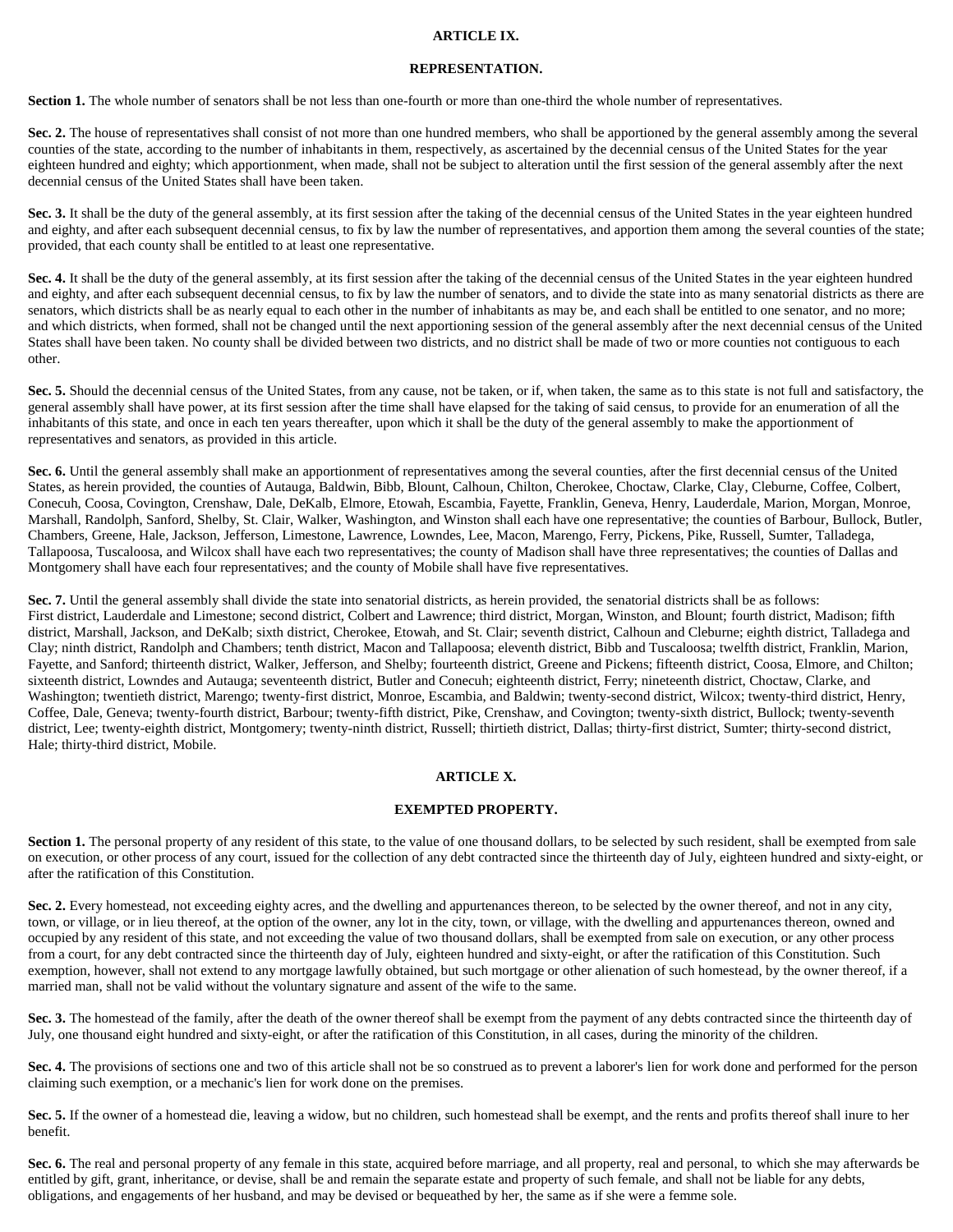## ARTICLE IX.

## REPRESENTATION.

**Section 1.** The whole number of senators shall be not less than one-fourth or more than one-third the whole number of representatives.

**Sec. 2.** The house of representatives shall consist of not more than one hundred members, who shall be apportioned by the general assembly among the several counties of the state, according to the number of inhabitants in them, respectively, as ascertained by the decennial census of the United States for the year eighteen hundred and eighty; which apportionment, when made, shall not be subject to alteration until the first session of the general assembly after the next decennial census of the United States shall have been taken.

**Sec. 3.** It shall be the duty of the general assembly, at its first session after the taking of the decennial census of the United States in the year eighteen hundred and eighty, and after each subsequent decennial census, to fix by law the number of representatives, and apportion them among the several counties of the state; provided, that each county shall be entitled to at least one representative.

**Sec. 4.** It shall be the duty of the general assembly, at its first session after the taking of the decennial census of the United States in the year eighteen hundred and eighty, and after each subsequent decennial census, to fix by law the number of senators, and to divide the state into as many senatorial districts as there are senators, which districts shall be as nearly equal to each other in the number of inhabitants as may be, and each shall be entitled to one senator, and no more; and which districts, when formed, shall not be changed until the next apportioning session of the general assembly after the next decennial census of the United States shall have been taken. No county shall be divided between two districts, and no district shall be made of two or more counties not contiguous to each other.

**Sec. 5.** Should the decennial census of the United States, from any cause, not be taken, or if, when taken, the same as to this state is not full and satisfactory, the general assembly shall have power, at its first session after the time shall have elapsed for the taking of said census, to provide for an enumeration of all the inhabitants of this state, and once in each ten years thereafter, upon which it shall be the duty of the general assembly to make the apportionment of representatives and senators, as provided in this article.

**Sec. 6.** Until the general assembly shall make an apportionment of representatives among the several counties, after the first decennial census of the United States, as herein provided, the counties of Autauga, Baldwin, Bibb, Blount, Calhoun, Chilton, Cherokee, Choctaw, Clarke, Clay, Cleburne, Coffee, Colbert, Conecuh, Coosa, Covington, Crenshaw, Dale, DeKalb, Elmore, Etowah, Escambia, Fayette, Franklin, Geneva, Henry, Lauderdale, Marion, Morgan, Monroe, Marshall, Randolph, Sanford, Shelby, St. Clair, Walker, Washington, and Winston shall each have one representative; the counties of Barbour, Bullock, Butler, Chambers, Greene, Hale, Jackson, Jefferson, Limestone, Lawrence, Lowndes, Lee, Macon, Marengo, Ferry, Pickens, Pike, Russell, Sumter, Talladega, Tallapoosa, Tuscaloosa, and Wilcox shall have each two representatives; the county of Madison shall have three representatives; the counties of Dallas and Montgomery shall have each four representatives; and the county of Mobile shall have five representatives.

**Sec. 7.** Until the general assembly shall divide the state into senatorial districts, as herein provided, the senatorial districts shall be as follows:
First district, Lauderdale and Limestone; second district, Colbert and Lawrence; third district, Morgan, Winston, and Blount; fourth district, Madison; fifth district, Marshall, Jackson, and DeKalb; sixth district, Cherokee, Etowah, and St. Clair; seventh district, Calhoun and Cleburne; eighth district, Talladega and Clay; ninth district, Randolph and Chambers; tenth district, Macon and Tallapoosa; eleventh district, Bibb and Tuscaloosa; twelfth district, Franklin, Marion, Fayette, and Sanford; thirteenth district, Walker, Jefferson, and Shelby; fourteenth district, Greene and Pickens; fifteenth district, Coosa, Elmore, and Chilton; sixteenth district, Lowndes and Autauga; seventeenth district, Butler and Conecuh; eighteenth district, Ferry; nineteenth district, Choctaw, Clarke, and Washington; twentieth district, Marengo; twenty-first district, Monroe, Escambia, and Baldwin; twenty-second district, Wilcox; twenty-third district, Henry, Coffee, Dale, Geneva; twenty-fourth district, Barbour; twenty-fifth district, Pike, Crenshaw, and Covington; twenty-sixth district, Bullock; twenty-seventh district, Lee; twenty-eighth district, Montgomery; twenty-ninth district, Russell; thirtieth district, Dallas; thirty-first district, Sumter; thirty-second district, Hale; thirty-third district, Mobile.

## ARTICLE X.

## EXEMPTED PROPERTY.

**Section 1.** The personal property of any resident of this state, to the value of one thousand dollars, to be selected by such resident, shall be exempted from sale on execution, or other process of any court, issued for the collection of any debt contracted since the thirteenth day of July, eighteen hundred and sixty-eight, or after the ratification of this Constitution.

**Sec. 2.** Every homestead, not exceeding eighty acres, and the dwelling and appurtenances thereon, to be selected by the owner thereof, and not in any city, town, or village, or in lieu thereof, at the option of the owner, any lot in the city, town, or village, with the dwelling and appurtenances thereon, owned and occupied by any resident of this state, and not exceeding the value of two thousand dollars, shall be exempted from sale on execution, or any other process from a court, for any debt contracted since the thirteenth day of July, eighteen hundred and sixty-eight, or after the ratification of this Constitution. Such exemption, however, shall not extend to any mortgage lawfully obtained, but such mortgage or other alienation of such homestead, by the owner thereof, if a married man, shall not be valid without the voluntary signature and assent of the wife to the same.

**Sec. 3.** The homestead of the family, after the death of the owner thereof shall be exempt from the payment of any debts contracted since the thirteenth day of July, one thousand eight hundred and sixty-eight, or after the ratification of this Constitution, in all cases, during the minority of the children.

**Sec. 4.** The provisions of sections one and two of this article shall not be so construed as to prevent a laborer's lien for work done and performed for the person claiming such exemption, or a mechanic's lien for work done on the premises.

**Sec. 5.** If the owner of a homestead die, leaving a widow, but no children, such homestead shall be exempt, and the rents and profits thereof shall inure to her benefit.

**Sec. 6.** The real and personal property of any female in this state, acquired before marriage, and all property, real and personal, to which she may afterwards be entitled by gift, grant, inheritance, or devise, shall be and remain the separate estate and property of such female, and shall not be liable for any debts, obligations, and engagements of her husband, and may be devised or bequeathed by her, the same as if she were a femme sole.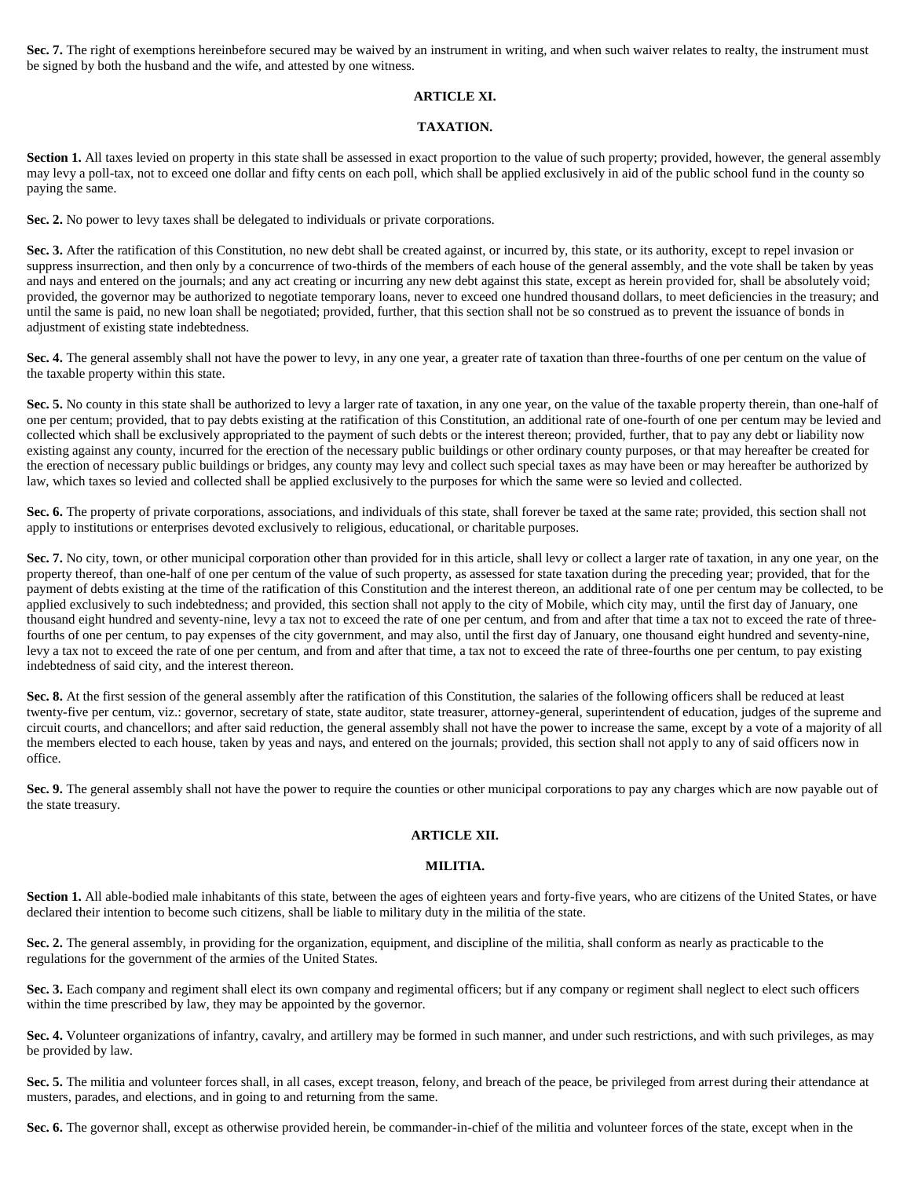**Sec. 7.** The right of exemptions hereinbefore secured may be waived by an instrument in writing, and when such waiver relates to realty, the instrument must be signed by both the husband and the wife, and attested by one witness.

## ARTICLE XI.

## TAXATION.

**Section 1.** All taxes levied on property in this state shall be assessed in exact proportion to the value of such property; provided, however, the general assembly may levy a poll-tax, not to exceed one dollar and fifty cents on each poll, which shall be applied exclusively in aid of the public school fund in the county so paying the same.

**Sec. 2.** No power to levy taxes shall be delegated to individuals or private corporations.

**Sec. 3.** After the ratification of this Constitution, no new debt shall be created against, or incurred by, this state, or its authority, except to repel invasion or suppress insurrection, and then only by a concurrence of two-thirds of the members of each house of the general assembly, and the vote shall be taken by yeas and nays and entered on the journals; and any act creating or incurring any new debt against this state, except as herein provided for, shall be absolutely void; provided, the governor may be authorized to negotiate temporary loans, never to exceed one hundred thousand dollars, to meet deficiencies in the treasury; and until the same is paid, no new loan shall be negotiated; provided, further, that this section shall not be so construed as to prevent the issuance of bonds in adjustment of existing state indebtedness.

**Sec. 4.** The general assembly shall not have the power to levy, in any one year, a greater rate of taxation than three-fourths of one per centum on the value of the taxable property within this state.

**Sec. 5.** No county in this state shall be authorized to levy a larger rate of taxation, in any one year, on the value of the taxable property therein, than one-half of one per centum; provided, that to pay debts existing at the ratification of this Constitution, an additional rate of one-fourth of one per centum may be levied and collected which shall be exclusively appropriated to the payment of such debts or the interest thereon; provided, further, that to pay any debt or liability now existing against any county, incurred for the erection of the necessary public buildings or other ordinary county purposes, or that may hereafter be created for the erection of necessary public buildings or bridges, any county may levy and collect such special taxes as may have been or may hereafter be authorized by law, which taxes so levied and collected shall be applied exclusively to the purposes for which the same were so levied and collected.

**Sec. 6.** The property of private corporations, associations, and individuals of this state, shall forever be taxed at the same rate; provided, this section shall not apply to institutions or enterprises devoted exclusively to religious, educational, or charitable purposes.

**Sec. 7.** No city, town, or other municipal corporation other than provided for in this article, shall levy or collect a larger rate of taxation, in any one year, on the property thereof, than one-half of one per centum of the value of such property, as assessed for state taxation during the preceding year; provided, that for the payment of debts existing at the time of the ratification of this Constitution and the interest thereon, an additional rate of one per centum may be collected, to be applied exclusively to such indebtedness; and provided, this section shall not apply to the city of Mobile, which city may, until the first day of January, one thousand eight hundred and seventy-nine, levy a tax not to exceed the rate of one per centum, and from and after that time a tax not to exceed the rate of three-fourths of one per centum, to pay expenses of the city government, and may also, until the first day of January, one thousand eight hundred and seventy-nine, levy a tax not to exceed the rate of one per centum, and from and after that time, a tax not to exceed the rate of three-fourths one per centum, to pay existing indebtedness of said city, and the interest thereon.

**Sec. 8.** At the first session of the general assembly after the ratification of this Constitution, the salaries of the following officers shall be reduced at least twenty-five per centum, viz.: governor, secretary of state, state auditor, state treasurer, attorney-general, superintendent of education, judges of the supreme and circuit courts, and chancellors; and after said reduction, the general assembly shall not have the power to increase the same, except by a vote of a majority of all the members elected to each house, taken by yeas and nays, and entered on the journals; provided, this section shall not apply to any of said officers now in office.

**Sec. 9.** The general assembly shall not have the power to require the counties or other municipal corporations to pay any charges which are now payable out of the state treasury.

## ARTICLE XII.

## MILITIA.

**Section 1.** All able-bodied male inhabitants of this state, between the ages of eighteen years and forty-five years, who are citizens of the United States, or have declared their intention to become such citizens, shall be liable to military duty in the militia of the state.

**Sec. 2.** The general assembly, in providing for the organization, equipment, and discipline of the militia, shall conform as nearly as practicable to the regulations for the government of the armies of the United States.

**Sec. 3.** Each company and regiment shall elect its own company and regimental officers; but if any company or regiment shall neglect to elect such officers within the time prescribed by law, they may be appointed by the governor.

**Sec. 4.** Volunteer organizations of infantry, cavalry, and artillery may be formed in such manner, and under such restrictions, and with such privileges, as may be provided by law.

**Sec. 5.** The militia and volunteer forces shall, in all cases, except treason, felony, and breach of the peace, be privileged from arrest during their attendance at musters, parades, and elections, and in going to and returning from the same.

**Sec. 6.** The governor shall, except as otherwise provided herein, be commander-in-chief of the militia and volunteer forces of the state, except when in the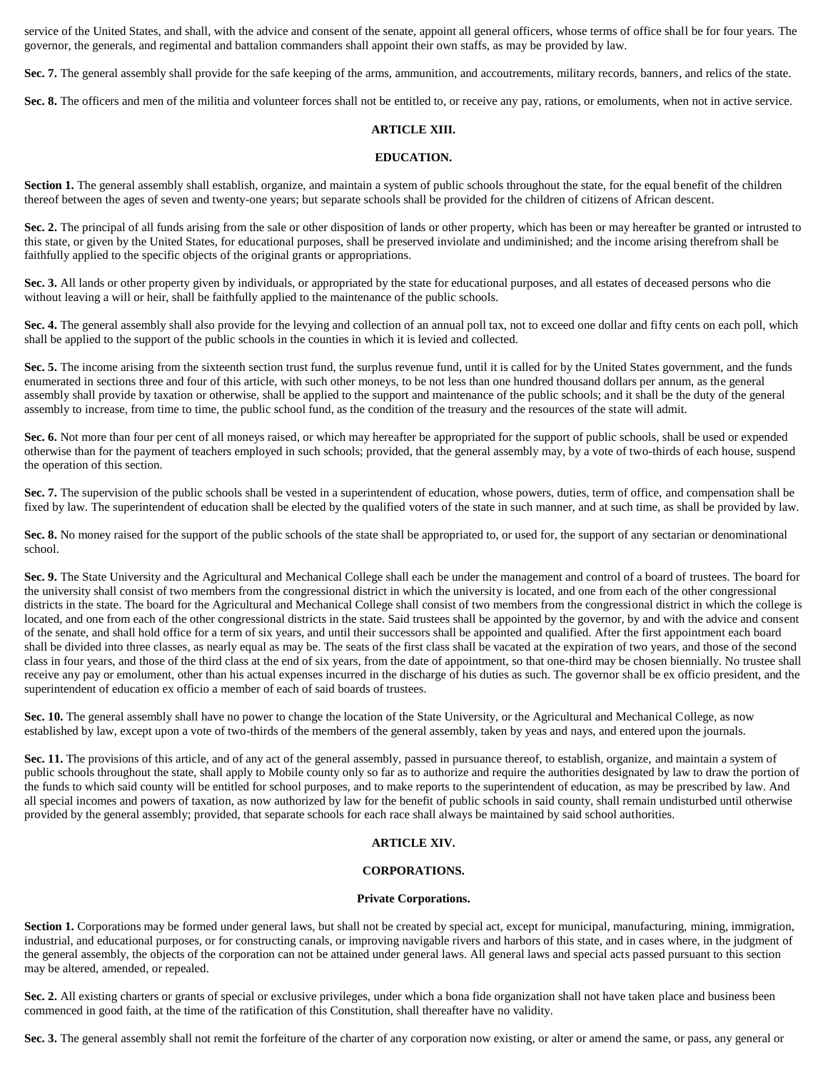service of the United States, and shall, with the advice and consent of the senate, appoint all general officers, whose terms of office shall be for four years. The governor, the generals, and regimental and battalion commanders shall appoint their own staffs, as may be provided by law.

**Sec. 7.** The general assembly shall provide for the safe keeping of the arms, ammunition, and accoutrements, military records, banners, and relics of the state.

**Sec. 8.** The officers and men of the militia and volunteer forces shall not be entitled to, or receive any pay, rations, or emoluments, when not in active service.

## ARTICLE XIII.

## EDUCATION.

**Section 1.** The general assembly shall establish, organize, and maintain a system of public schools throughout the state, for the equal benefit of the children thereof between the ages of seven and twenty-one years; but separate schools shall be provided for the children of citizens of African descent.

**Sec. 2.** The principal of all funds arising from the sale or other disposition of lands or other property, which has been or may hereafter be granted or intrusted to this state, or given by the United States, for educational purposes, shall be preserved inviolate and undiminished; and the income arising therefrom shall be faithfully applied to the specific objects of the original grants or appropriations.

**Sec. 3.** All lands or other property given by individuals, or appropriated by the state for educational purposes, and all estates of deceased persons who die without leaving a will or heir, shall be faithfully applied to the maintenance of the public schools.

**Sec. 4.** The general assembly shall also provide for the levying and collection of an annual poll tax, not to exceed one dollar and fifty cents on each poll, which shall be applied to the support of the public schools in the counties in which it is levied and collected.

**Sec. 5.** The income arising from the sixteenth section trust fund, the surplus revenue fund, until it is called for by the United States government, and the funds enumerated in sections three and four of this article, with such other moneys, to be not less than one hundred thousand dollars per annum, as the general assembly shall provide by taxation or otherwise, shall be applied to the support and maintenance of the public schools; and it shall be the duty of the general assembly to increase, from time to time, the public school fund, as the condition of the treasury and the resources of the state will admit.

**Sec. 6.** Not more than four per cent of all moneys raised, or which may hereafter be appropriated for the support of public schools, shall be used or expended otherwise than for the payment of teachers employed in such schools; provided, that the general assembly may, by a vote of two-thirds of each house, suspend the operation of this section.

**Sec. 7.** The supervision of the public schools shall be vested in a superintendent of education, whose powers, duties, term of office, and compensation shall be fixed by law. The superintendent of education shall be elected by the qualified voters of the state in such manner, and at such time, as shall be provided by law.

**Sec. 8.** No money raised for the support of the public schools of the state shall be appropriated to, or used for, the support of any sectarian or denominational school.

**Sec. 9.** The State University and the Agricultural and Mechanical College shall each be under the management and control of a board of trustees. The board for the university shall consist of two members from the congressional district in which the university is located, and one from each of the other congressional districts in the state. The board for the Agricultural and Mechanical College shall consist of two members from the congressional district in which the college is located, and one from each of the other congressional districts in the state. Said trustees shall be appointed by the governor, by and with the advice and consent of the senate, and shall hold office for a term of six years, and until their successors shall be appointed and qualified. After the first appointment each board shall be divided into three classes, as nearly equal as may be. The seats of the first class shall be vacated at the expiration of two years, and those of the second class in four years, and those of the third class at the end of six years, from the date of appointment, so that one-third may be chosen biennially. No trustee shall receive any pay or emolument, other than his actual expenses incurred in the discharge of his duties as such. The governor shall be ex officio president, and the superintendent of education ex officio a member of each of said boards of trustees.

**Sec. 10.** The general assembly shall have no power to change the location of the State University, or the Agricultural and Mechanical College, as now established by law, except upon a vote of two-thirds of the members of the general assembly, taken by yeas and nays, and entered upon the journals.

**Sec. 11.** The provisions of this article, and of any act of the general assembly, passed in pursuance thereof, to establish, organize, and maintain a system of public schools throughout the state, shall apply to Mobile county only so far as to authorize and require the authorities designated by law to draw the portion of the funds to which said county will be entitled for school purposes, and to make reports to the superintendent of education, as may be prescribed by law. And all special incomes and powers of taxation, as now authorized by law for the benefit of public schools in said county, shall remain undisturbed until otherwise provided by the general assembly; provided, that separate schools for each race shall always be maintained by said school authorities.

## ARTICLE XIV.

## CORPORATIONS.

### Private Corporations.

**Section 1.** Corporations may be formed under general laws, but shall not be created by special act, except for municipal, manufacturing, mining, immigration, industrial, and educational purposes, or for constructing canals, or improving navigable rivers and harbors of this state, and in cases where, in the judgment of the general assembly, the objects of the corporation can not be attained under general laws. All general laws and special acts passed pursuant to this section may be altered, amended, or repealed.

**Sec. 2.** All existing charters or grants of special or exclusive privileges, under which a bona fide organization shall not have taken place and business been commenced in good faith, at the time of the ratification of this Constitution, shall thereafter have no validity.

**Sec. 3.** The general assembly shall not remit the forfeiture of the charter of any corporation now existing, or alter or amend the same, or pass, any general or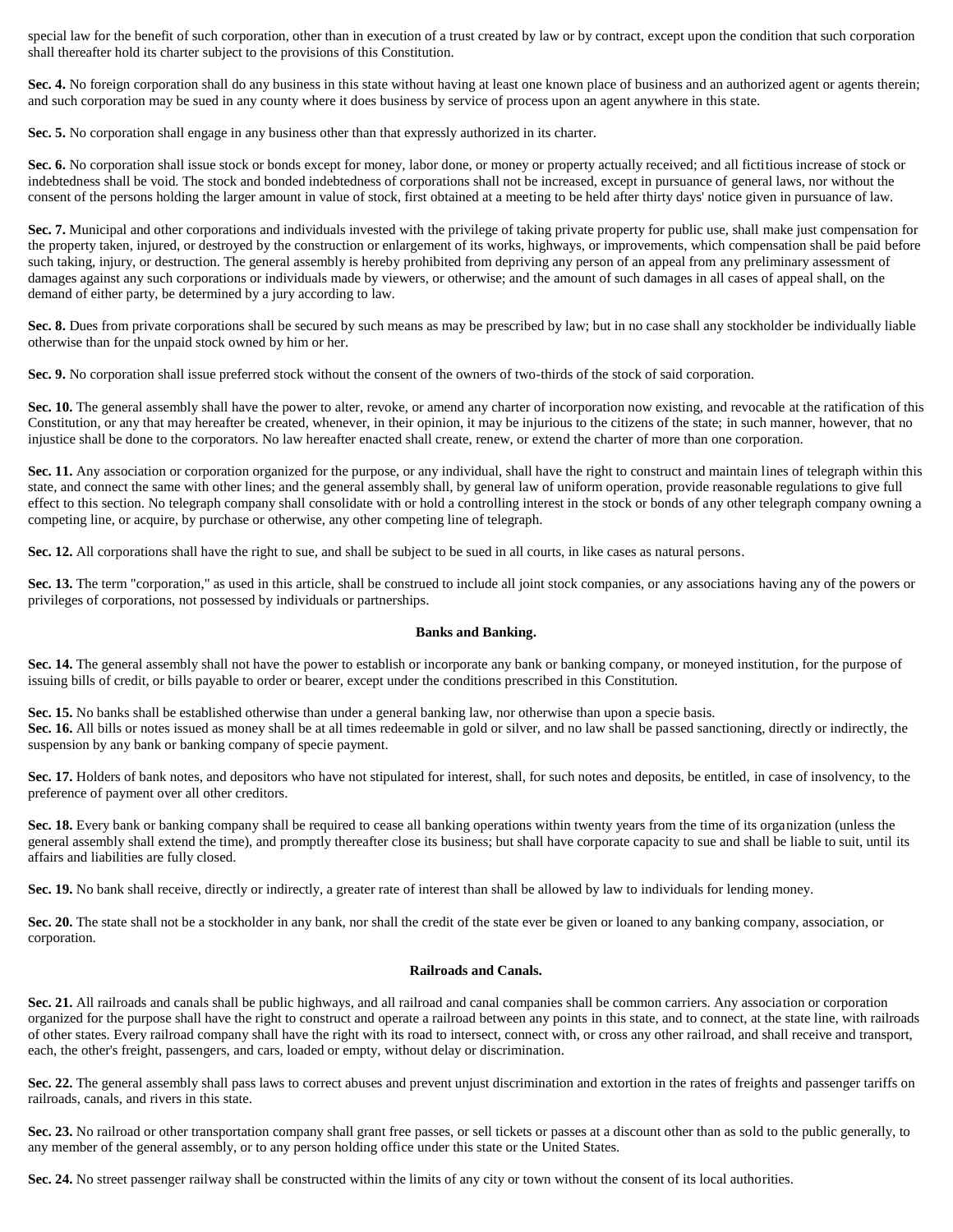special law for the benefit of such corporation, other than in execution of a trust created by law or by contract, except upon the condition that such corporation shall thereafter hold its charter subject to the provisions of this Constitution.

**Sec. 4.** No foreign corporation shall do any business in this state without having at least one known place of business and an authorized agent or agents therein; and such corporation may be sued in any county where it does business by service of process upon an agent anywhere in this state.

**Sec. 5.** No corporation shall engage in any business other than that expressly authorized in its charter.

**Sec. 6.** No corporation shall issue stock or bonds except for money, labor done, or money or property actually received; and all fictitious increase of stock or indebtedness shall be void. The stock and bonded indebtedness of corporations shall not be increased, except in pursuance of general laws, nor without the consent of the persons holding the larger amount in value of stock, first obtained at a meeting to be held after thirty days' notice given in pursuance of law.

**Sec. 7.** Municipal and other corporations and individuals invested with the privilege of taking private property for public use, shall make just compensation for the property taken, injured, or destroyed by the construction or enlargement of its works, highways, or improvements, which compensation shall be paid before such taking, injury, or destruction. The general assembly is hereby prohibited from depriving any person of an appeal from any preliminary assessment of damages against any such corporations or individuals made by viewers, or otherwise; and the amount of such damages in all cases of appeal shall, on the demand of either party, be determined by a jury according to law.

**Sec. 8.** Dues from private corporations shall be secured by such means as may be prescribed by law; but in no case shall any stockholder be individually liable otherwise than for the unpaid stock owned by him or her.

**Sec. 9.** No corporation shall issue preferred stock without the consent of the owners of two-thirds of the stock of said corporation.

**Sec. 10.** The general assembly shall have the power to alter, revoke, or amend any charter of incorporation now existing, and revocable at the ratification of this Constitution, or any that may hereafter be created, whenever, in their opinion, it may be injurious to the citizens of the state; in such manner, however, that no injustice shall be done to the corporators. No law hereafter enacted shall create, renew, or extend the charter of more than one corporation.

**Sec. 11.** Any association or corporation organized for the purpose, or any individual, shall have the right to construct and maintain lines of telegraph within this state, and connect the same with other lines; and the general assembly shall, by general law of uniform operation, provide reasonable regulations to give full effect to this section. No telegraph company shall consolidate with or hold a controlling interest in the stock or bonds of any other telegraph company owning a competing line, or acquire, by purchase or otherwise, any other competing line of telegraph.

**Sec. 12.** All corporations shall have the right to sue, and shall be subject to be sued in all courts, in like cases as natural persons.

**Sec. 13.** The term "corporation," as used in this article, shall be construed to include all joint stock companies, or any associations having any of the powers or privileges of corporations, not possessed by individuals or partnerships.

**Banks and Banking.**

**Sec. 14.** The general assembly shall not have the power to establish or incorporate any bank or banking company, or moneyed institution, for the purpose of issuing bills of credit, or bills payable to order or bearer, except under the conditions prescribed in this Constitution.

**Sec. 15.** No banks shall be established otherwise than under a general banking law, nor otherwise than upon a specie basis.

**Sec. 16.** All bills or notes issued as money shall be at all times redeemable in gold or silver, and no law shall be passed sanctioning, directly or indirectly, the suspension by any bank or banking company of specie payment.

**Sec. 17.** Holders of bank notes, and depositors who have not stipulated for interest, shall, for such notes and deposits, be entitled, in case of insolvency, to the preference of payment over all other creditors.

**Sec. 18.** Every bank or banking company shall be required to cease all banking operations within twenty years from the time of its organization (unless the general assembly shall extend the time), and promptly thereafter close its business; but shall have corporate capacity to sue and shall be liable to suit, until its affairs and liabilities are fully closed.

**Sec. 19.** No bank shall receive, directly or indirectly, a greater rate of interest than shall be allowed by law to individuals for lending money.

**Sec. 20.** The state shall not be a stockholder in any bank, nor shall the credit of the state ever be given or loaned to any banking company, association, or corporation.

**Railroads and Canals.**

**Sec. 21.** All railroads and canals shall be public highways, and all railroad and canal companies shall be common carriers. Any association or corporation organized for the purpose shall have the right to construct and operate a railroad between any points in this state, and to connect, at the state line, with railroads of other states. Every railroad company shall have the right with its road to intersect, connect with, or cross any other railroad, and shall receive and transport, each, the other's freight, passengers, and cars, loaded or empty, without delay or discrimination.

**Sec. 22.** The general assembly shall pass laws to correct abuses and prevent unjust discrimination and extortion in the rates of freights and passenger tariffs on railroads, canals, and rivers in this state.

**Sec. 23.** No railroad or other transportation company shall grant free passes, or sell tickets or passes at a discount other than as sold to the public generally, to any member of the general assembly, or to any person holding office under this state or the United States.

**Sec. 24.** No street passenger railway shall be constructed within the limits of any city or town without the consent of its local authorities.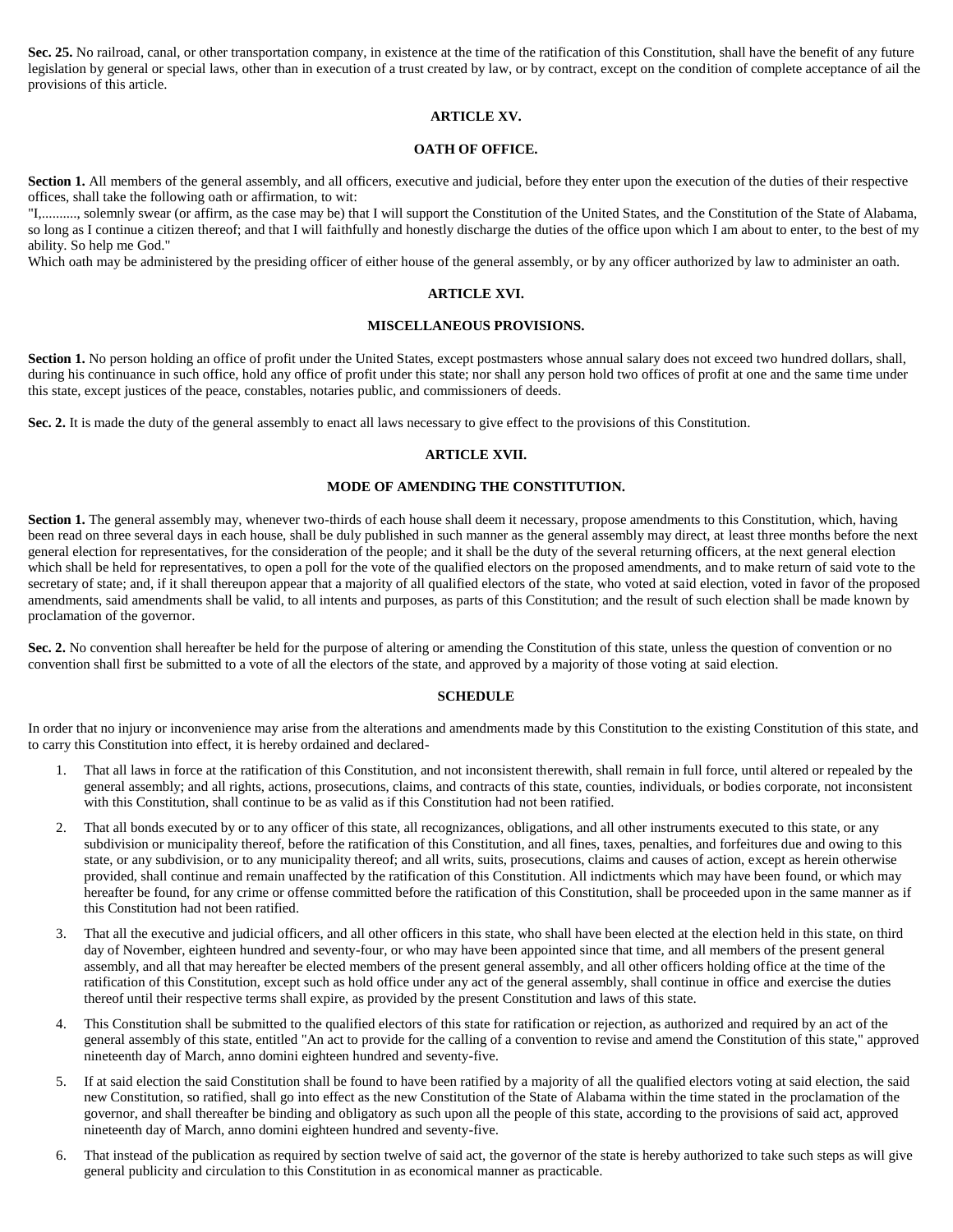**Sec. 25.** No railroad, canal, or other transportation company, in existence at the time of the ratification of this Constitution, shall have the benefit of any future legislation by general or special laws, other than in execution of a trust created by law, or by contract, except on the condition of complete acceptance of ail the provisions of this article.

## ARTICLE XV.

### OATH OF OFFICE.

**Section 1.** All members of the general assembly, and all officers, executive and judicial, before they enter upon the execution of the duties of their respective offices, shall take the following oath or affirmation, to wit:
"I,.........., solemnly swear (or affirm, as the case may be) that I will support the Constitution of the United States, and the Constitution of the State of Alabama, so long as I continue a citizen thereof; and that I will faithfully and honestly discharge the duties of the office upon which I am about to enter, to the best of my ability. So help me God."
Which oath may be administered by the presiding officer of either house of the general assembly, or by any officer authorized by law to administer an oath.

## ARTICLE XVI.

### MISCELLANEOUS PROVISIONS.

**Section 1.** No person holding an office of profit under the United States, except postmasters whose annual salary does not exceed two hundred dollars, shall, during his continuance in such office, hold any office of profit under this state; nor shall any person hold two offices of profit at one and the same time under this state, except justices of the peace, constables, notaries public, and commissioners of deeds.

**Sec. 2.** It is made the duty of the general assembly to enact all laws necessary to give effect to the provisions of this Constitution.

## ARTICLE XVII.

### MODE OF AMENDING THE CONSTITUTION.

**Section 1.** The general assembly may, whenever two-thirds of each house shall deem it necessary, propose amendments to this Constitution, which, having been read on three several days in each house, shall be duly published in such manner as the general assembly may direct, at least three months before the next general election for representatives, for the consideration of the people; and it shall be the duty of the several returning officers, at the next general election which shall be held for representatives, to open a poll for the vote of the qualified electors on the proposed amendments, and to make return of said vote to the secretary of state; and, if it shall thereupon appear that a majority of all qualified electors of the state, who voted at said election, voted in favor of the proposed amendments, said amendments shall be valid, to all intents and purposes, as parts of this Constitution; and the result of such election shall be made known by proclamation of the governor.

**Sec. 2.** No convention shall hereafter be held for the purpose of altering or amending the Constitution of this state, unless the question of convention or no convention shall first be submitted to a vote of all the electors of the state, and approved by a majority of those voting at said election.

## SCHEDULE

In order that no injury or inconvenience may arise from the alterations and amendments made by this Constitution to the existing Constitution of this state, and to carry this Constitution into effect, it is hereby ordained and declared-

1. That all laws in force at the ratification of this Constitution, and not inconsistent therewith, shall remain in full force, until altered or repealed by the general assembly; and all rights, actions, prosecutions, claims, and contracts of this state, counties, individuals, or bodies corporate, not inconsistent with this Constitution, shall continue to be as valid as if this Constitution had not been ratified.
2. That all bonds executed by or to any officer of this state, all recognizances, obligations, and all other instruments executed to this state, or any subdivision or municipality thereof, before the ratification of this Constitution, and all fines, taxes, penalties, and forfeitures due and owing to this state, or any subdivision, or to any municipality thereof; and all writs, suits, prosecutions, claims and causes of action, except as herein otherwise provided, shall continue and remain unaffected by the ratification of this Constitution. All indictments which may have been found, or which may hereafter be found, for any crime or offense committed before the ratification of this Constitution, shall be proceeded upon in the same manner as if this Constitution had not been ratified.
3. That all the executive and judicial officers, and all other officers in this state, who shall have been elected at the election held in this state, on third day of November, eighteen hundred and seventy-four, or who may have been appointed since that time, and all members of the present general assembly, and all that may hereafter be elected members of the present general assembly, and all other officers holding office at the time of the ratification of this Constitution, except such as hold office under any act of the general assembly, shall continue in office and exercise the duties thereof until their respective terms shall expire, as provided by the present Constitution and laws of this state.
4. This Constitution shall be submitted to the qualified electors of this state for ratification or rejection, as authorized and required by an act of the general assembly of this state, entitled "An act to provide for the calling of a convention to revise and amend the Constitution of this state," approved nineteenth day of March, anno domini eighteen hundred and seventy-five.
5. If at said election the said Constitution shall be found to have been ratified by a majority of all the qualified electors voting at said election, the said new Constitution, so ratified, shall go into effect as the new Constitution of the State of Alabama within the time stated in the proclamation of the governor, and shall thereafter be binding and obligatory as such upon all the people of this state, according to the provisions of said act, approved nineteenth day of March, anno domini eighteen hundred and seventy-five.
6. That instead of the publication as required by section twelve of said act, the governor of the state is hereby authorized to take such steps as will give general publicity and circulation to this Constitution in as economical manner as practicable.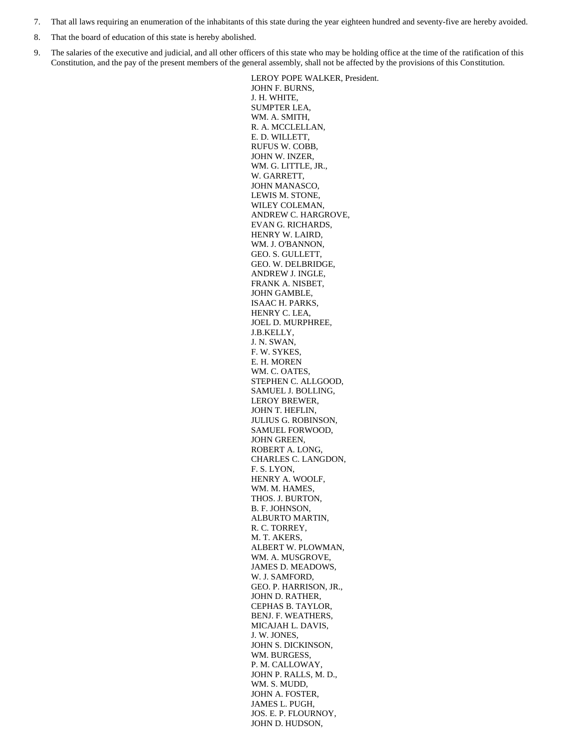7. That all laws requiring an enumeration of the inhabitants of this state during the year eighteen hundred and seventy-five are hereby avoided.
8. That the board of education of this state is hereby abolished.
9. The salaries of the executive and judicial, and all other officers of this state who may be holding office at the time of the ratification of this Constitution, and the pay of the present members of the general assembly, shall not be affected by the provisions of this Constitution.

LEROY POPE WALKER, President.
JOHN F. BURNS,
J. H. WHITE,
SUMPTER LEA,
WM. A. SMITH,
R. A. MCCLELLAN,
E. D. WILLETT,
RUFUS W. COBB,
JOHN W. INZER,
WM. G. LITTLE, JR.,
W. GARRETT,
JOHN MANASCO,
LEWIS M. STONE,
WILEY COLEMAN,
ANDREW C. HARGROVE,
EVAN G. RICHARDS,
HENRY W. LAIRD,
WM. J. O'BANNON,
GEO. S. GULLETT,
GEO. W. DELBRIDGE,
ANDREW J. INGLE,
FRANK A. NISBET,
JOHN GAMBLE,
ISAAC H. PARKS,
HENRY C. LEA,
JOEL D. MURPHREE,
J.B.KELLY,
J. N. SWAN,
F. W. SYKES,
E. H. MOREN
WM. C. OATES,
STEPHEN C. ALLGOOD,
SAMUEL J. BOLLING,
LEROY BREWER,
JOHN T. HEFLIN,
JULIUS G. ROBINSON,
SAMUEL FORWOOD,
JOHN GREEN,
ROBERT A. LONG,
CHARLES C. LANGDON,
F. S. LYON,
HENRY A. WOOLF,
WM. M. HAMES,
THOS. J. BURTON,
B. F. JOHNSON,
ALBURTO MARTIN,
R. C. TORREY,
M. T. AKERS,
ALBERT W. PLOWMAN,
WM. A. MUSGROVE,
JAMES D. MEADOWS,
W. J. SAMFORD,
GEO. P. HARRISON, JR.,
JOHN D. RATHER,
CEPHAS B. TAYLOR,
BENJ. F. WEATHERS,
MICAJAH L. DAVIS,
J. W. JONES,
JOHN S. DICKINSON,
WM. BURGESS,
P. M. CALLOWAY,
JOHN P. RALLS, M. D.,
WM. S. MUDD,
JOHN A. FOSTER,
JAMES L. PUGH,
JOS. E. P. FLOURNOY,
JOHN D. HUDSON,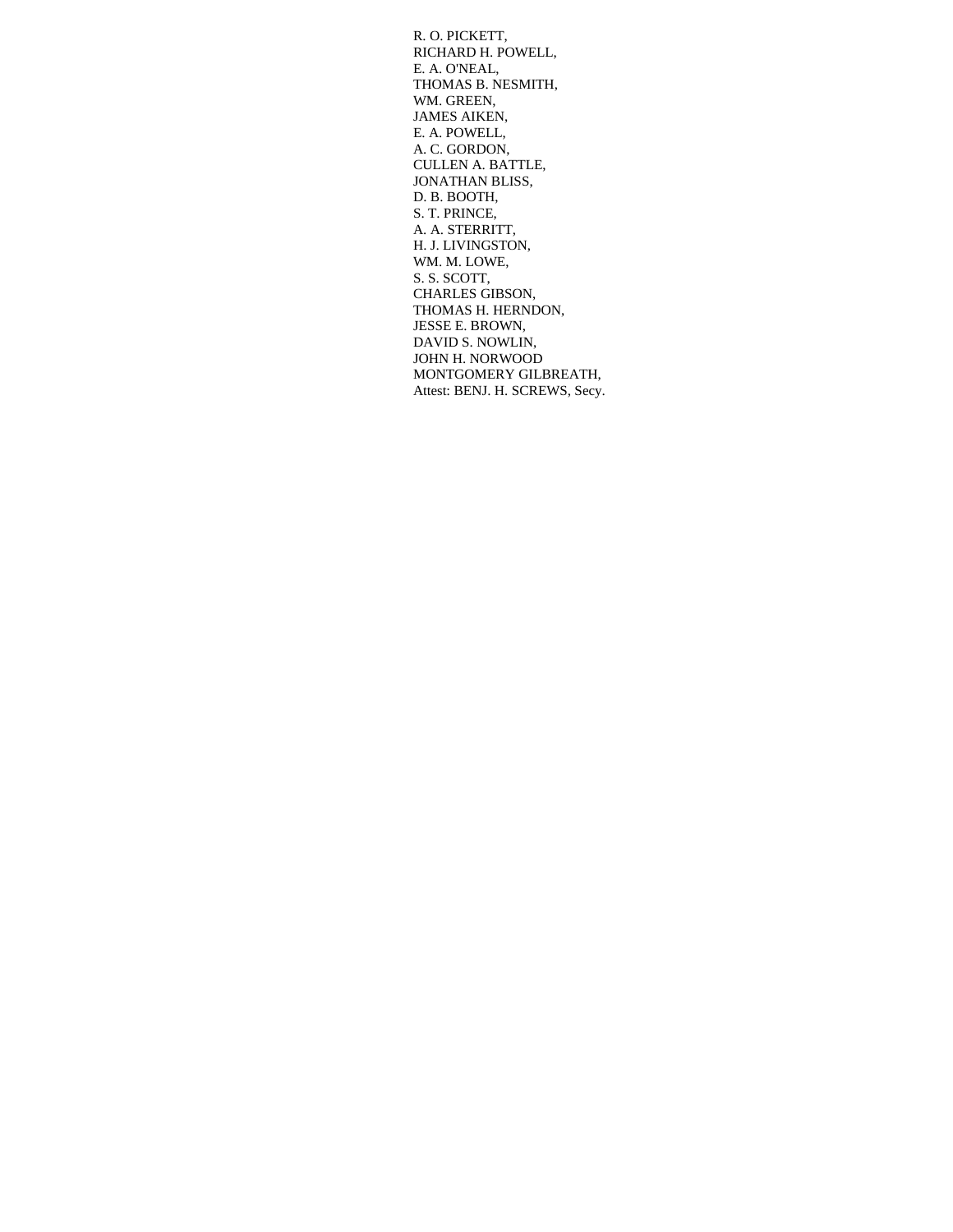R. O. PICKETT,
RICHARD H. POWELL,
E. A. O'NEAL,
THOMAS B. NESMITH,
WM. GREEN,
JAMES AIKEN,
E. A. POWELL,
A. C. GORDON,
CULLEN A. BATTLE,
JONATHAN BLISS,
D. B. BOOTH,
S. T. PRINCE,
A. A. STERRITT,
H. J. LIVINGSTON,
WM. M. LOWE,
S. S. SCOTT,
CHARLES GIBSON,
THOMAS H. HERNDON,
JESSE E. BROWN,
DAVID S. NOWLIN,
JOHN H. NORWOOD
MONTGOMERY GILBREATH,
Attest: BENJ. H. SCREWS, Secy.